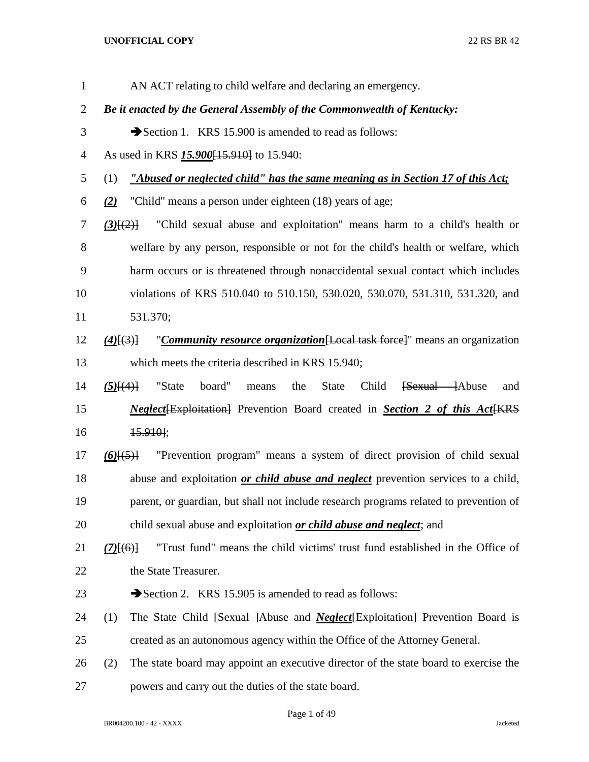AN ACT relating to child welfare and declaring an emergency.

***Be it enacted by the General Assembly of the Commonwealth of Kentucky:***

➔Section 1. KRS 15.900 is amended to read as follows:

As used in KRS ***15.900***[15.910] to 15.940:

(1) ***"Abused or neglected child" has the same meaning as in Section 17 of this Act;***

***(2)*** "Child" means a person under eighteen (18) years of age;

***(3)***[(2)] "Child sexual abuse and exploitation" means harm to a child's health or welfare by any person, responsible or not for the child's health or welfare, which harm occurs or is threatened through nonaccidental sexual contact which includes violations of KRS 510.040 to 510.150, 530.020, 530.070, 531.310, 531.320, and 531.370;

***(4)***[(3)] "***Community resource organization***[Local task force]" means an organization which meets the criteria described in KRS 15.940;

***(5)***[(4)] "State board" means the State Child [Sexual ]Abuse and ***Neglect***[Exploitation] Prevention Board created in ***Section 2 of this Act***[KRS 15.910];

***(6)***[(5)] "Prevention program" means a system of direct provision of child sexual abuse and exploitation ***or child abuse and neglect*** prevention services to a child, parent, or guardian, but shall not include research programs related to prevention of child sexual abuse and exploitation ***or child abuse and neglect***; and

***(7)***[(6)] "Trust fund" means the child victims' trust fund established in the Office of the State Treasurer.

➔Section 2. KRS 15.905 is amended to read as follows:

(1) The State Child [Sexual ]Abuse and ***Neglect***[Exploitation] Prevention Board is created as an autonomous agency within the Office of the Attorney General.

(2) The state board may appoint an executive director of the state board to exercise the powers and carry out the duties of the state board.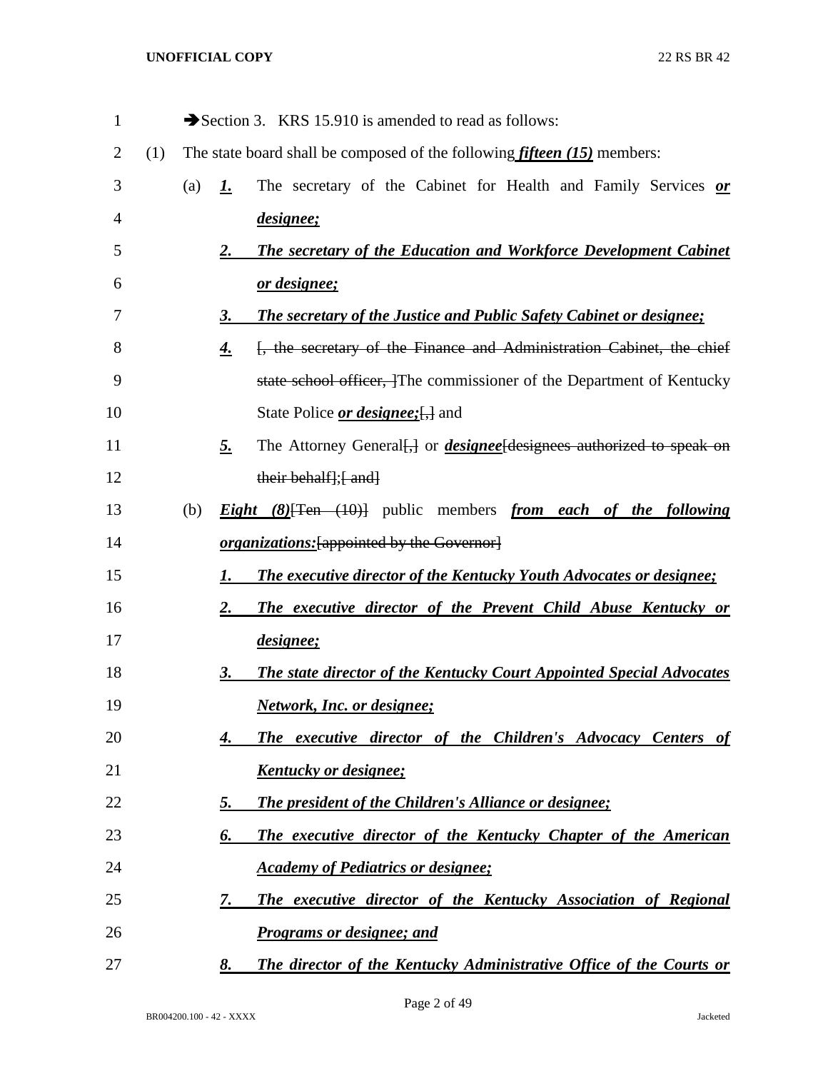➔Section 3. KRS 15.910 is amended to read as follows:

(1) The state board shall be composed of the following ***fifteen (15)*** members:

(a) ***1.*** The secretary of the Cabinet for Health and Family Services ***or designee;***

***2. The secretary of the Education and Workforce Development Cabinet or designee;***

***3. The secretary of the Justice and Public Safety Cabinet or designee;***

***4.*** ~~[, the secretary of the Finance and Administration Cabinet, the chief state school officer, ]~~The commissioner of the Department of Kentucky State Police ***or designee;***~~[,]~~ and

***5.*** The Attorney General~~[,]~~ or ***designee***~~[designees authorized to speak on their behalf]~~;~~[ and]~~

(b) ***Eight (8)***~~[Ten (10)]~~ public members ***from each of the following organizations:***~~[appointed by the Governor]~~

***1. The executive director of the Kentucky Youth Advocates or designee;***

***2. The executive director of the Prevent Child Abuse Kentucky or designee;***

***3. The state director of the Kentucky Court Appointed Special Advocates Network, Inc. or designee;***

***4. The executive director of the Children's Advocacy Centers of Kentucky or designee;***

***5. The president of the Children's Alliance or designee;***

***6. The executive director of the Kentucky Chapter of the American Academy of Pediatrics or designee;***

***7. The executive director of the Kentucky Association of Regional Programs or designee; and***

***8. The director of the Kentucky Administrative Office of the Courts or***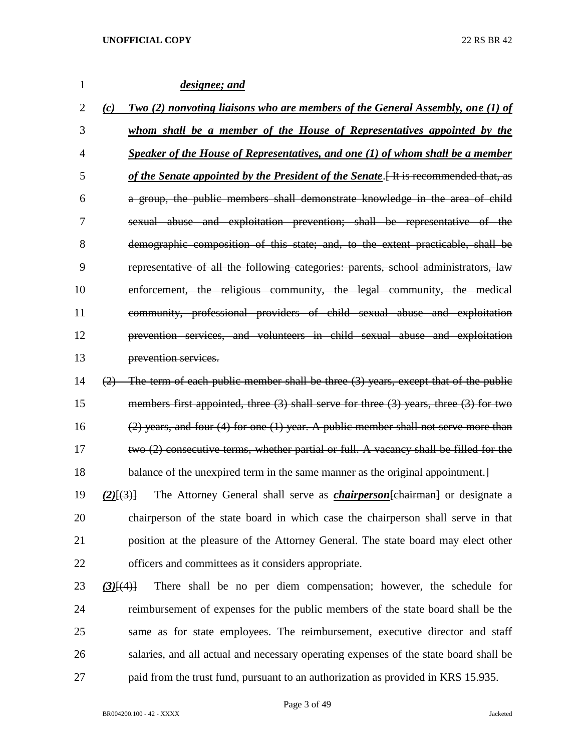*designee; and*

*(c) Two (2) nonvoting liaisons who are members of the General Assembly, one (1) of whom shall be a member of the House of Representatives appointed by the Speaker of the House of Representatives, and one (1) of whom shall be a member of the Senate appointed by the President of the Senate*.~~[ It is recommended that, as a group, the public members shall demonstrate knowledge in the area of child sexual abuse and exploitation prevention; shall be representative of the demographic composition of this state; and, to the extent practicable, shall be representative of all the following categories: parents, school administrators, law enforcement, the religious community, the legal community, the medical community, professional providers of child sexual abuse and exploitation prevention services, and volunteers in child sexual abuse and exploitation prevention services.~~

~~(2) The term of each public member shall be three (3) years, except that of the public members first appointed, three (3) shall serve for three (3) years, three (3) for two (2) years, and four (4) for one (1) year. A public member shall not serve more than two (2) consecutive terms, whether partial or full. A vacancy shall be filled for the balance of the unexpired term in the same manner as the original appointment.]~~

***(2)***~~[(3)]~~ The Attorney General shall serve as ***chairperson***~~[chairman]~~ or designate a chairperson of the state board in which case the chairperson shall serve in that position at the pleasure of the Attorney General. The state board may elect other officers and committees as it considers appropriate.

***(3)***~~[(4)]~~ There shall be no per diem compensation; however, the schedule for reimbursement of expenses for the public members of the state board shall be the same as for state employees. The reimbursement, executive director and staff salaries, and all actual and necessary operating expenses of the state board shall be paid from the trust fund, pursuant to an authorization as provided in KRS 15.935.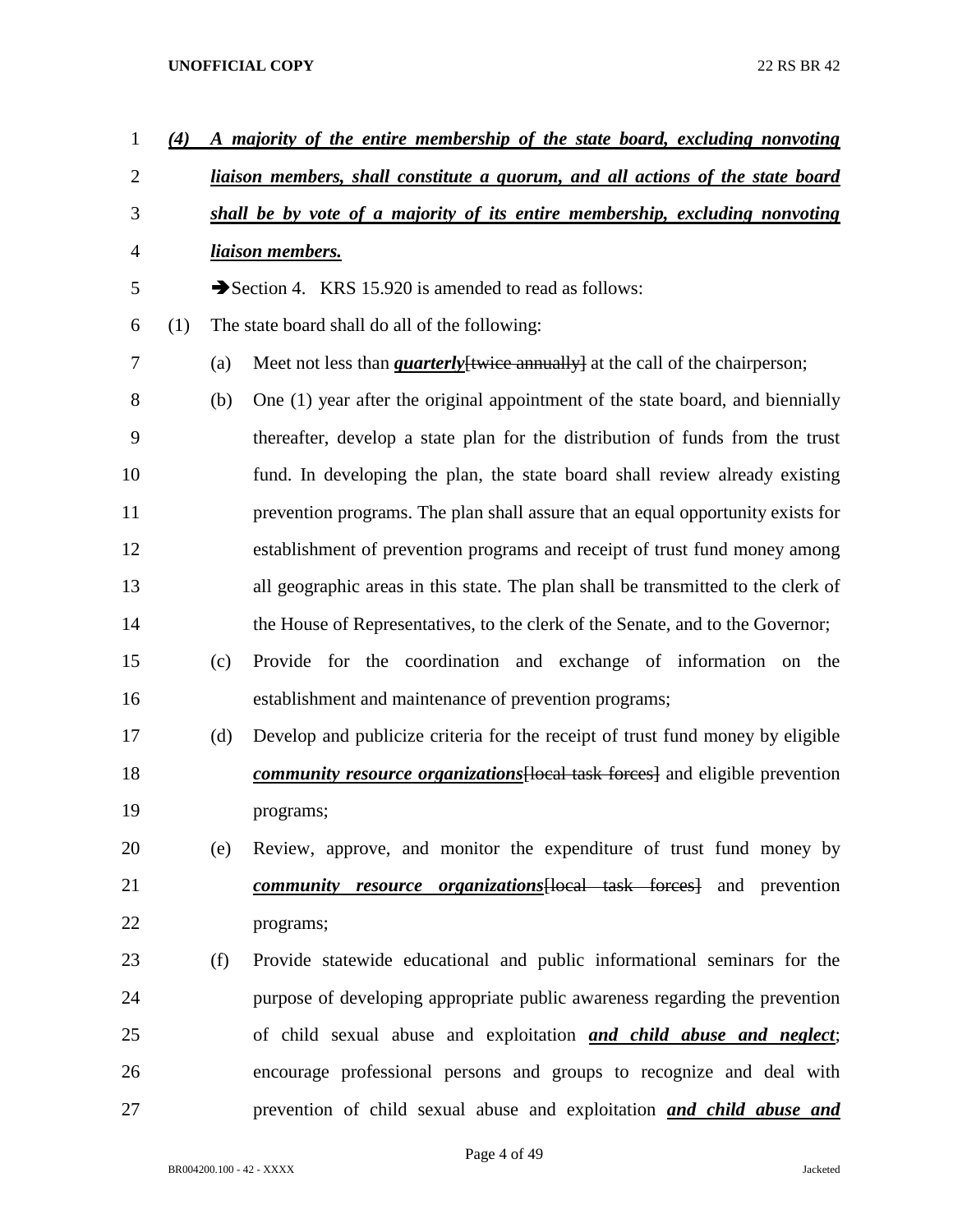***(4) A majority of the entire membership of the state board, excluding nonvoting liaison members, shall constitute a quorum, and all actions of the state board shall be by vote of a majority of its entire membership, excluding nonvoting liaison members.***

➔Section 4. KRS 15.920 is amended to read as follows:

(1) The state board shall do all of the following:

(a) Meet not less than ***quarterly***~~[twice annually]~~ at the call of the chairperson;

(b) One (1) year after the original appointment of the state board, and biennially thereafter, develop a state plan for the distribution of funds from the trust fund. In developing the plan, the state board shall review already existing prevention programs. The plan shall assure that an equal opportunity exists for establishment of prevention programs and receipt of trust fund money among all geographic areas in this state. The plan shall be transmitted to the clerk of the House of Representatives, to the clerk of the Senate, and to the Governor;

(c) Provide for the coordination and exchange of information on the establishment and maintenance of prevention programs;

(d) Develop and publicize criteria for the receipt of trust fund money by eligible ***community resource organizations***~~[local task forces]~~ and eligible prevention programs;

(e) Review, approve, and monitor the expenditure of trust fund money by ***community resource organizations***~~[local task forces]~~ and prevention programs;

(f) Provide statewide educational and public informational seminars for the purpose of developing appropriate public awareness regarding the prevention of child sexual abuse and exploitation ***and child abuse and neglect***; encourage professional persons and groups to recognize and deal with prevention of child sexual abuse and exploitation ***and child abuse and***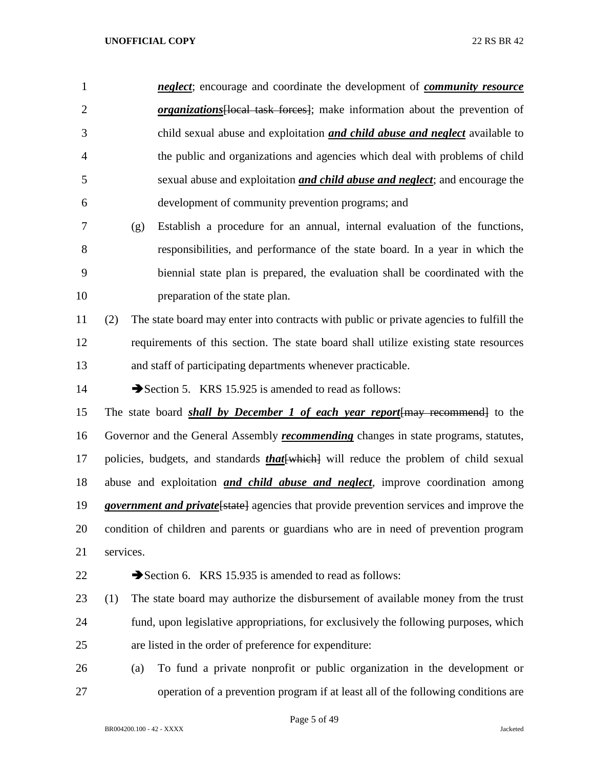***neglect***; encourage and coordinate the development of ***community resource organizations***~~[local task forces]~~; make information about the prevention of child sexual abuse and exploitation ***and child abuse and neglect*** available to the public and organizations and agencies which deal with problems of child sexual abuse and exploitation ***and child abuse and neglect***; and encourage the development of community prevention programs; and

(g) Establish a procedure for an annual, internal evaluation of the functions, responsibilities, and performance of the state board. In a year in which the biennial state plan is prepared, the evaluation shall be coordinated with the preparation of the state plan.

(2) The state board may enter into contracts with public or private agencies to fulfill the requirements of this section. The state board shall utilize existing state resources and staff of participating departments whenever practicable.

➔Section 5. KRS 15.925 is amended to read as follows:

The state board ***shall by December 1 of each year report***~~[may recommend]~~ to the Governor and the General Assembly ***recommending*** changes in state programs, statutes, policies, budgets, and standards ***that***~~[which]~~ will reduce the problem of child sexual abuse and exploitation ***and child abuse and neglect***, improve coordination among ***government and private***~~[state]~~ agencies that provide prevention services and improve the condition of children and parents or guardians who are in need of prevention program services.

➔Section 6. KRS 15.935 is amended to read as follows:

(1) The state board may authorize the disbursement of available money from the trust fund, upon legislative appropriations, for exclusively the following purposes, which are listed in the order of preference for expenditure:

(a) To fund a private nonprofit or public organization in the development or operation of a prevention program if at least all of the following conditions are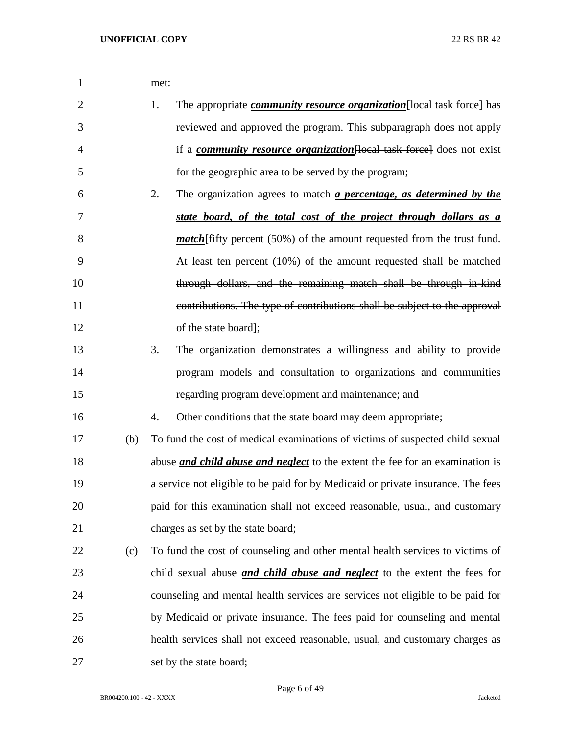met:

1. The appropriate ***community resource organization***~~[local task force]~~ has reviewed and approved the program. This subparagraph does not apply if a ***community resource organization***~~[local task force]~~ does not exist for the geographic area to be served by the program;
2. The organization agrees to match ***a percentage, as determined by the state board, of the total cost of the project through dollars as a match***~~[fifty percent (50%) of the amount requested from the trust fund. At least ten percent (10%) of the amount requested shall be matched through dollars, and the remaining match shall be through in-kind contributions. The type of contributions shall be subject to the approval of the state board]~~;
3. The organization demonstrates a willingness and ability to provide program models and consultation to organizations and communities regarding program development and maintenance; and
4. Other conditions that the state board may deem appropriate;

(b) To fund the cost of medical examinations of victims of suspected child sexual abuse ***and child abuse and neglect*** to the extent the fee for an examination is a service not eligible to be paid for by Medicaid or private insurance. The fees paid for this examination shall not exceed reasonable, usual, and customary charges as set by the state board;

(c) To fund the cost of counseling and other mental health services to victims of child sexual abuse ***and child abuse and neglect*** to the extent the fees for counseling and mental health services are services not eligible to be paid for by Medicaid or private insurance. The fees paid for counseling and mental health services shall not exceed reasonable, usual, and customary charges as set by the state board;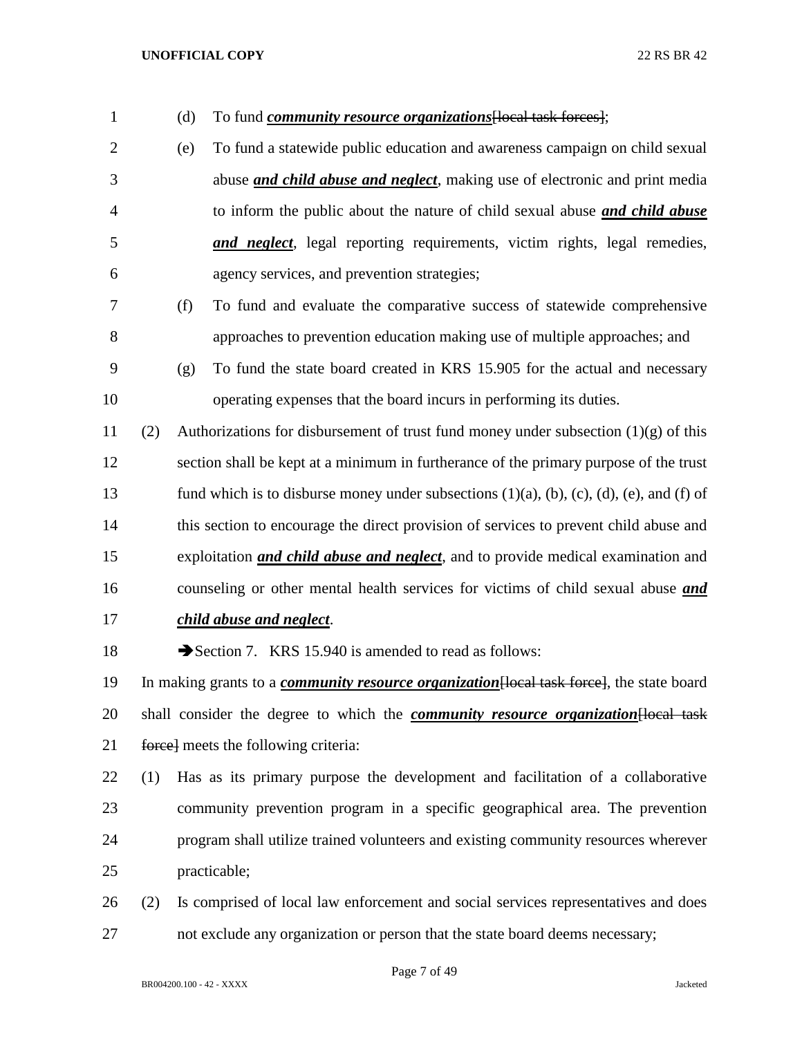(d) To fund ***community resource organizations***[~~local task forces~~];

(e) To fund a statewide public education and awareness campaign on child sexual abuse ***and child abuse and neglect***, making use of electronic and print media to inform the public about the nature of child sexual abuse ***and child abuse and neglect***, legal reporting requirements, victim rights, legal remedies, agency services, and prevention strategies;

(f) To fund and evaluate the comparative success of statewide comprehensive approaches to prevention education making use of multiple approaches; and

(g) To fund the state board created in KRS 15.905 for the actual and necessary operating expenses that the board incurs in performing its duties.

(2) Authorizations for disbursement of trust fund money under subsection (1)(g) of this section shall be kept at a minimum in furtherance of the primary purpose of the trust fund which is to disburse money under subsections (1)(a), (b), (c), (d), (e), and (f) of this section to encourage the direct provision of services to prevent child abuse and exploitation ***and child abuse and neglect***, and to provide medical examination and counseling or other mental health services for victims of child sexual abuse ***and child abuse and neglect***.

➔Section 7. KRS 15.940 is amended to read as follows:

In making grants to a ***community resource organization***[~~local task force~~], the state board shall consider the degree to which the ***community resource organization***[~~local task force~~] meets the following criteria:

(1) Has as its primary purpose the development and facilitation of a collaborative community prevention program in a specific geographical area. The prevention program shall utilize trained volunteers and existing community resources wherever practicable;

(2) Is comprised of local law enforcement and social services representatives and does not exclude any organization or person that the state board deems necessary;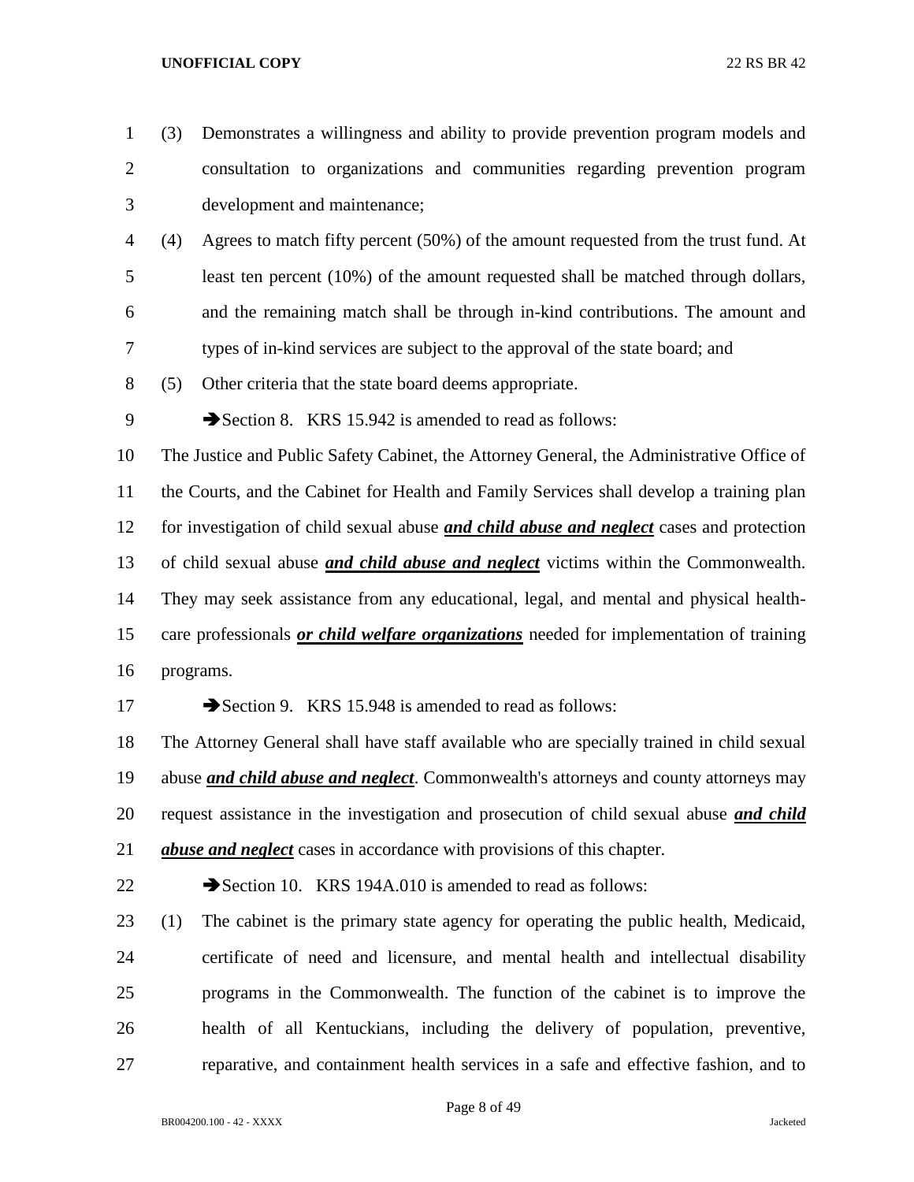(3) Demonstrates a willingness and ability to provide prevention program models and consultation to organizations and communities regarding prevention program development and maintenance;

(4) Agrees to match fifty percent (50%) of the amount requested from the trust fund. At least ten percent (10%) of the amount requested shall be matched through dollars, and the remaining match shall be through in-kind contributions. The amount and types of in-kind services are subject to the approval of the state board; and

(5) Other criteria that the state board deems appropriate.

➔Section 8. KRS 15.942 is amended to read as follows:

The Justice and Public Safety Cabinet, the Attorney General, the Administrative Office of the Courts, and the Cabinet for Health and Family Services shall develop a training plan for investigation of child sexual abuse ***and child abuse and neglect*** cases and protection of child sexual abuse ***and child abuse and neglect*** victims within the Commonwealth. They may seek assistance from any educational, legal, and mental and physical health-care professionals ***or child welfare organizations*** needed for implementation of training programs.

➔Section 9. KRS 15.948 is amended to read as follows:

The Attorney General shall have staff available who are specially trained in child sexual abuse ***and child abuse and neglect***. Commonwealth's attorneys and county attorneys may request assistance in the investigation and prosecution of child sexual abuse ***and child abuse and neglect*** cases in accordance with provisions of this chapter.

➔Section 10. KRS 194A.010 is amended to read as follows:

(1) The cabinet is the primary state agency for operating the public health, Medicaid, certificate of need and licensure, and mental health and intellectual disability programs in the Commonwealth. The function of the cabinet is to improve the health of all Kentuckians, including the delivery of population, preventive, reparative, and containment health services in a safe and effective fashion, and to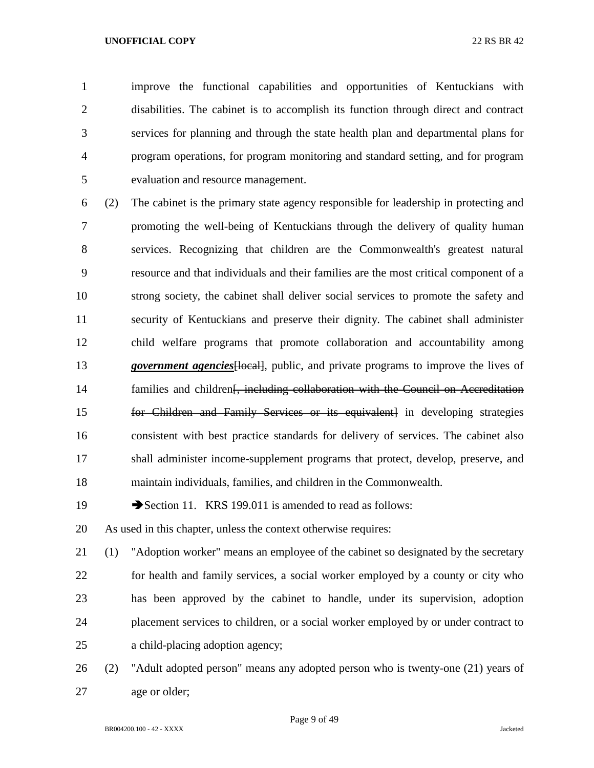improve the functional capabilities and opportunities of Kentuckians with disabilities. The cabinet is to accomplish its function through direct and contract services for planning and through the state health plan and departmental plans for program operations, for program monitoring and standard setting, and for program evaluation and resource management.

(2) The cabinet is the primary state agency responsible for leadership in protecting and promoting the well-being of Kentuckians through the delivery of quality human services. Recognizing that children are the Commonwealth's greatest natural resource and that individuals and their families are the most critical component of a strong society, the cabinet shall deliver social services to promote the safety and security of Kentuckians and preserve their dignity. The cabinet shall administer child welfare programs that promote collaboration and accountability among ***government agencies***~~[local]~~, public, and private programs to improve the lives of families and children~~[, including collaboration with the Council on Accreditation for Children and Family Services or its equivalent]~~ in developing strategies consistent with best practice standards for delivery of services. The cabinet also shall administer income-supplement programs that protect, develop, preserve, and maintain individuals, families, and children in the Commonwealth.

➔Section 11. KRS 199.011 is amended to read as follows:

As used in this chapter, unless the context otherwise requires:

(1) "Adoption worker" means an employee of the cabinet so designated by the secretary for health and family services, a social worker employed by a county or city who has been approved by the cabinet to handle, under its supervision, adoption placement services to children, or a social worker employed by or under contract to a child-placing adoption agency;

(2) "Adult adopted person" means any adopted person who is twenty-one (21) years of age or older;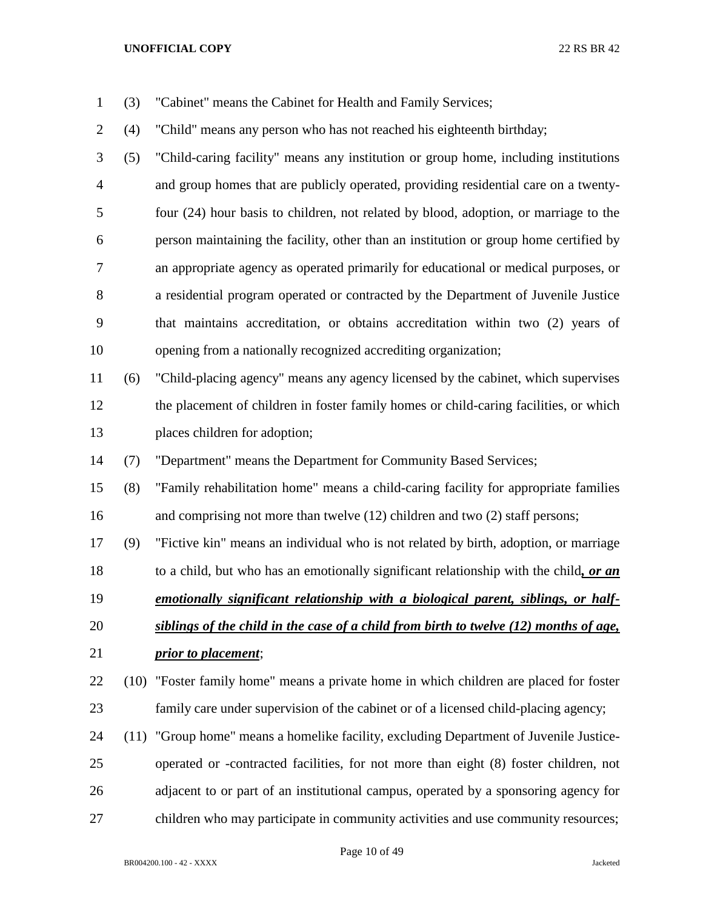(3) "Cabinet" means the Cabinet for Health and Family Services;

(4) "Child" means any person who has not reached his eighteenth birthday;

(5) "Child-caring facility" means any institution or group home, including institutions and group homes that are publicly operated, providing residential care on a twenty-four (24) hour basis to children, not related by blood, adoption, or marriage to the person maintaining the facility, other than an institution or group home certified by an appropriate agency as operated primarily for educational or medical purposes, or a residential program operated or contracted by the Department of Juvenile Justice that maintains accreditation, or obtains accreditation within two (2) years of opening from a nationally recognized accrediting organization;

(6) "Child-placing agency" means any agency licensed by the cabinet, which supervises the placement of children in foster family homes or child-caring facilities, or which places children for adoption;

(7) "Department" means the Department for Community Based Services;

(8) "Family rehabilitation home" means a child-caring facility for appropriate families and comprising not more than twelve (12) children and two (2) staff persons;

(9) "Fictive kin" means an individual who is not related by birth, adoption, or marriage to a child, but who has an emotionally significant relationship with the child***, or an emotionally significant relationship with a biological parent, siblings, or half-siblings of the child in the case of a child from birth to twelve (12) months of age, prior to placement***;

(10) "Foster family home" means a private home in which children are placed for foster family care under supervision of the cabinet or of a licensed child-placing agency;

(11) "Group home" means a homelike facility, excluding Department of Juvenile Justice-operated or -contracted facilities, for not more than eight (8) foster children, not adjacent to or part of an institutional campus, operated by a sponsoring agency for children who may participate in community activities and use community resources;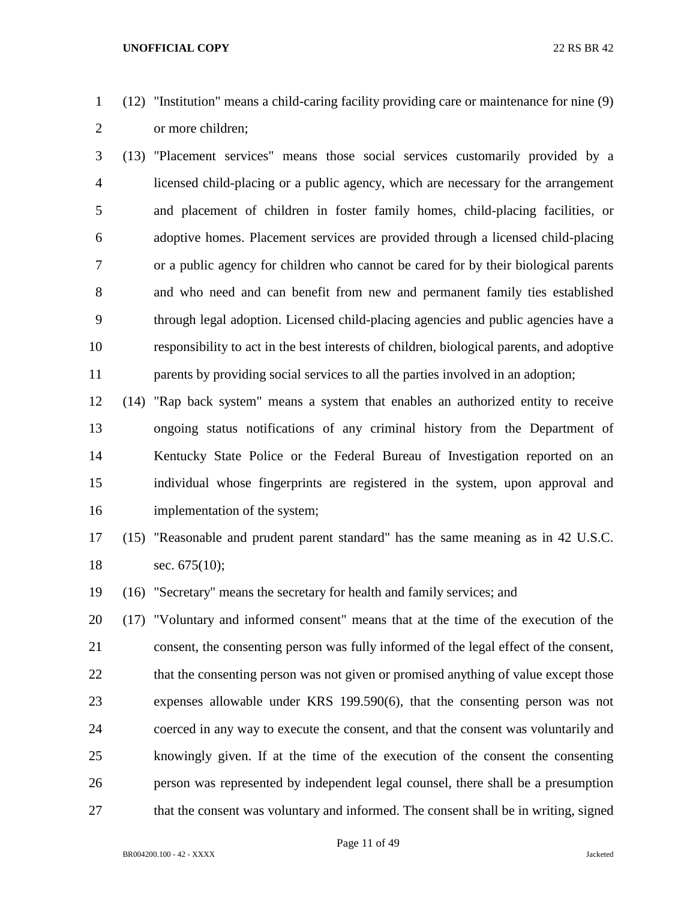(12) "Institution" means a child-caring facility providing care or maintenance for nine (9) or more children;

(13) "Placement services" means those social services customarily provided by a licensed child-placing or a public agency, which are necessary for the arrangement and placement of children in foster family homes, child-placing facilities, or adoptive homes. Placement services are provided through a licensed child-placing or a public agency for children who cannot be cared for by their biological parents and who need and can benefit from new and permanent family ties established through legal adoption. Licensed child-placing agencies and public agencies have a responsibility to act in the best interests of children, biological parents, and adoptive parents by providing social services to all the parties involved in an adoption;

(14) "Rap back system" means a system that enables an authorized entity to receive ongoing status notifications of any criminal history from the Department of Kentucky State Police or the Federal Bureau of Investigation reported on an individual whose fingerprints are registered in the system, upon approval and implementation of the system;

(15) "Reasonable and prudent parent standard" has the same meaning as in 42 U.S.C. sec. 675(10);

(16) "Secretary" means the secretary for health and family services; and

(17) "Voluntary and informed consent" means that at the time of the execution of the consent, the consenting person was fully informed of the legal effect of the consent, that the consenting person was not given or promised anything of value except those expenses allowable under KRS 199.590(6), that the consenting person was not coerced in any way to execute the consent, and that the consent was voluntarily and knowingly given. If at the time of the execution of the consent the consenting person was represented by independent legal counsel, there shall be a presumption that the consent was voluntary and informed. The consent shall be in writing, signed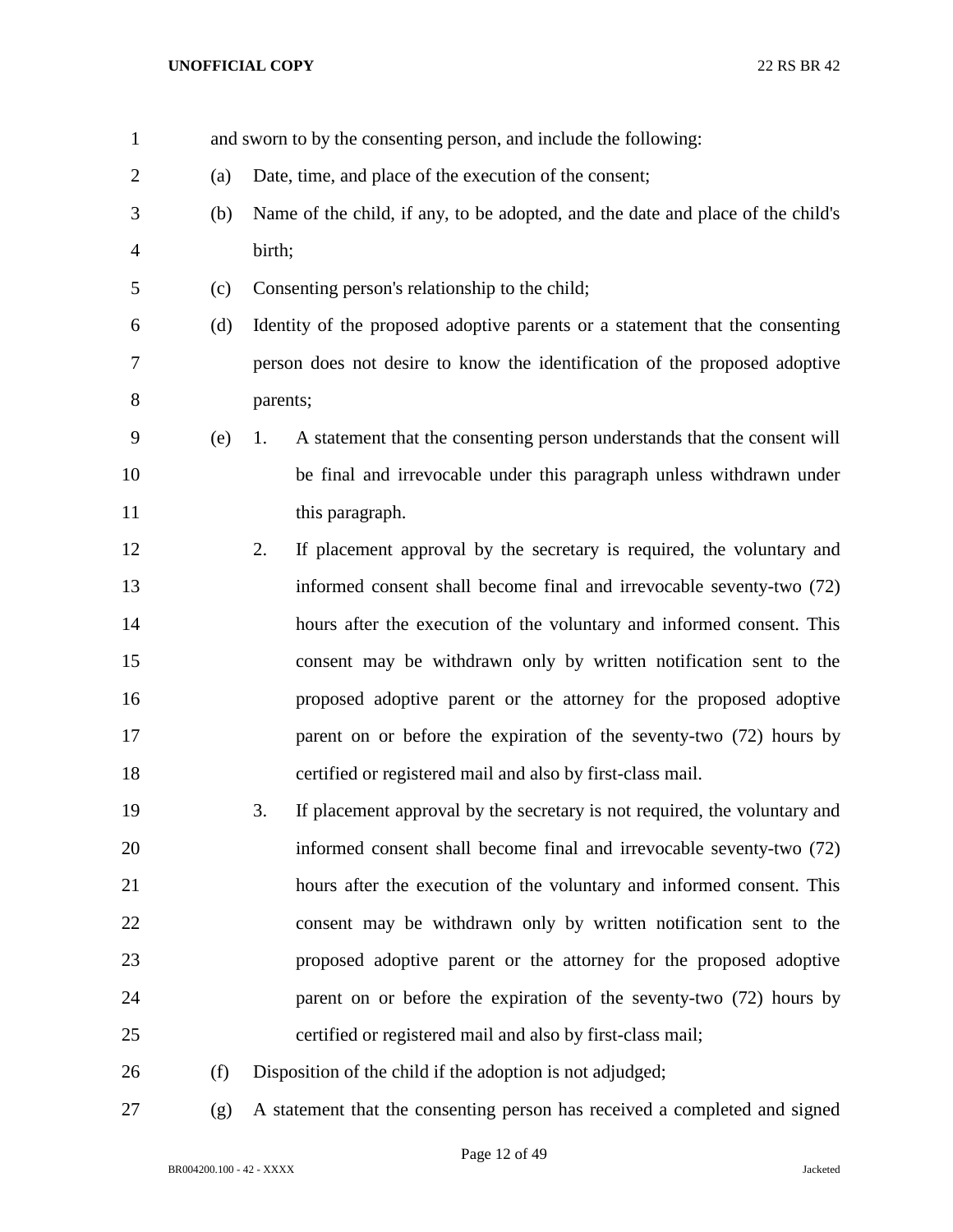and sworn to by the consenting person, and include the following:

(a) Date, time, and place of the execution of the consent;

(b) Name of the child, if any, to be adopted, and the date and place of the child's birth;

(c) Consenting person's relationship to the child;

(d) Identity of the proposed adoptive parents or a statement that the consenting person does not desire to know the identification of the proposed adoptive parents;

(e) 1. A statement that the consenting person understands that the consent will be final and irrevocable under this paragraph unless withdrawn under this paragraph.

2. If placement approval by the secretary is required, the voluntary and informed consent shall become final and irrevocable seventy-two (72) hours after the execution of the voluntary and informed consent. This consent may be withdrawn only by written notification sent to the proposed adoptive parent or the attorney for the proposed adoptive parent on or before the expiration of the seventy-two (72) hours by certified or registered mail and also by first-class mail.

3. If placement approval by the secretary is not required, the voluntary and informed consent shall become final and irrevocable seventy-two (72) hours after the execution of the voluntary and informed consent. This consent may be withdrawn only by written notification sent to the proposed adoptive parent or the attorney for the proposed adoptive parent on or before the expiration of the seventy-two (72) hours by certified or registered mail and also by first-class mail;

(f) Disposition of the child if the adoption is not adjudged;

(g) A statement that the consenting person has received a completed and signed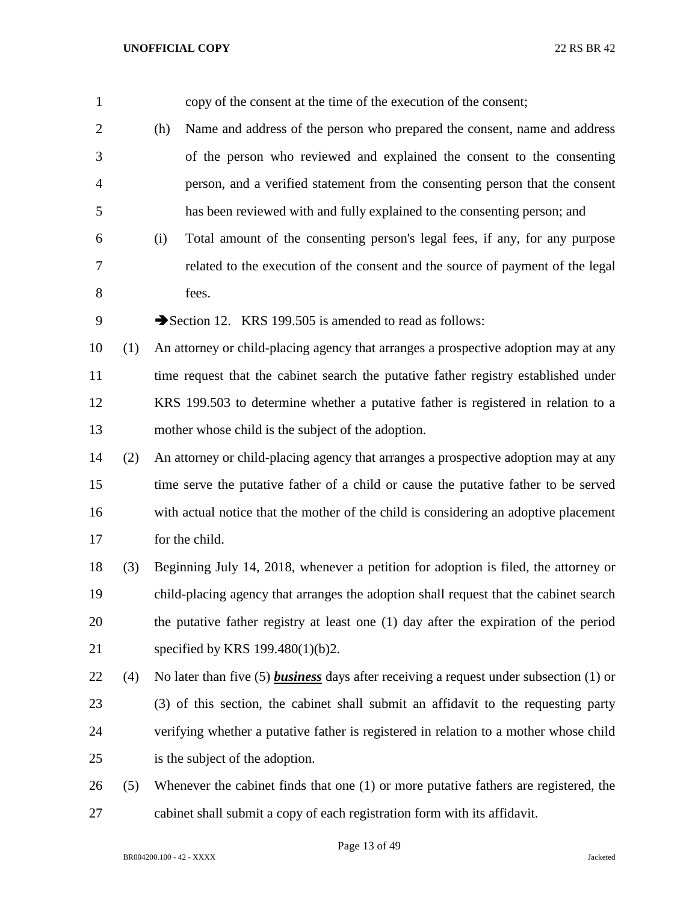copy of the consent at the time of the execution of the consent;

(h) Name and address of the person who prepared the consent, name and address of the person who reviewed and explained the consent to the consenting person, and a verified statement from the consenting person that the consent has been reviewed with and fully explained to the consenting person; and

(i) Total amount of the consenting person's legal fees, if any, for any purpose related to the execution of the consent and the source of payment of the legal fees.

➔Section 12. KRS 199.505 is amended to read as follows:

(1) An attorney or child-placing agency that arranges a prospective adoption may at any time request that the cabinet search the putative father registry established under KRS 199.503 to determine whether a putative father is registered in relation to a mother whose child is the subject of the adoption.

(2) An attorney or child-placing agency that arranges a prospective adoption may at any time serve the putative father of a child or cause the putative father to be served with actual notice that the mother of the child is considering an adoptive placement for the child.

(3) Beginning July 14, 2018, whenever a petition for adoption is filed, the attorney or child-placing agency that arranges the adoption shall request that the cabinet search the putative father registry at least one (1) day after the expiration of the period specified by KRS 199.480(1)(b)2.

(4) No later than five (5) ***business*** days after receiving a request under subsection (1) or (3) of this section, the cabinet shall submit an affidavit to the requesting party verifying whether a putative father is registered in relation to a mother whose child is the subject of the adoption.

(5) Whenever the cabinet finds that one (1) or more putative fathers are registered, the cabinet shall submit a copy of each registration form with its affidavit.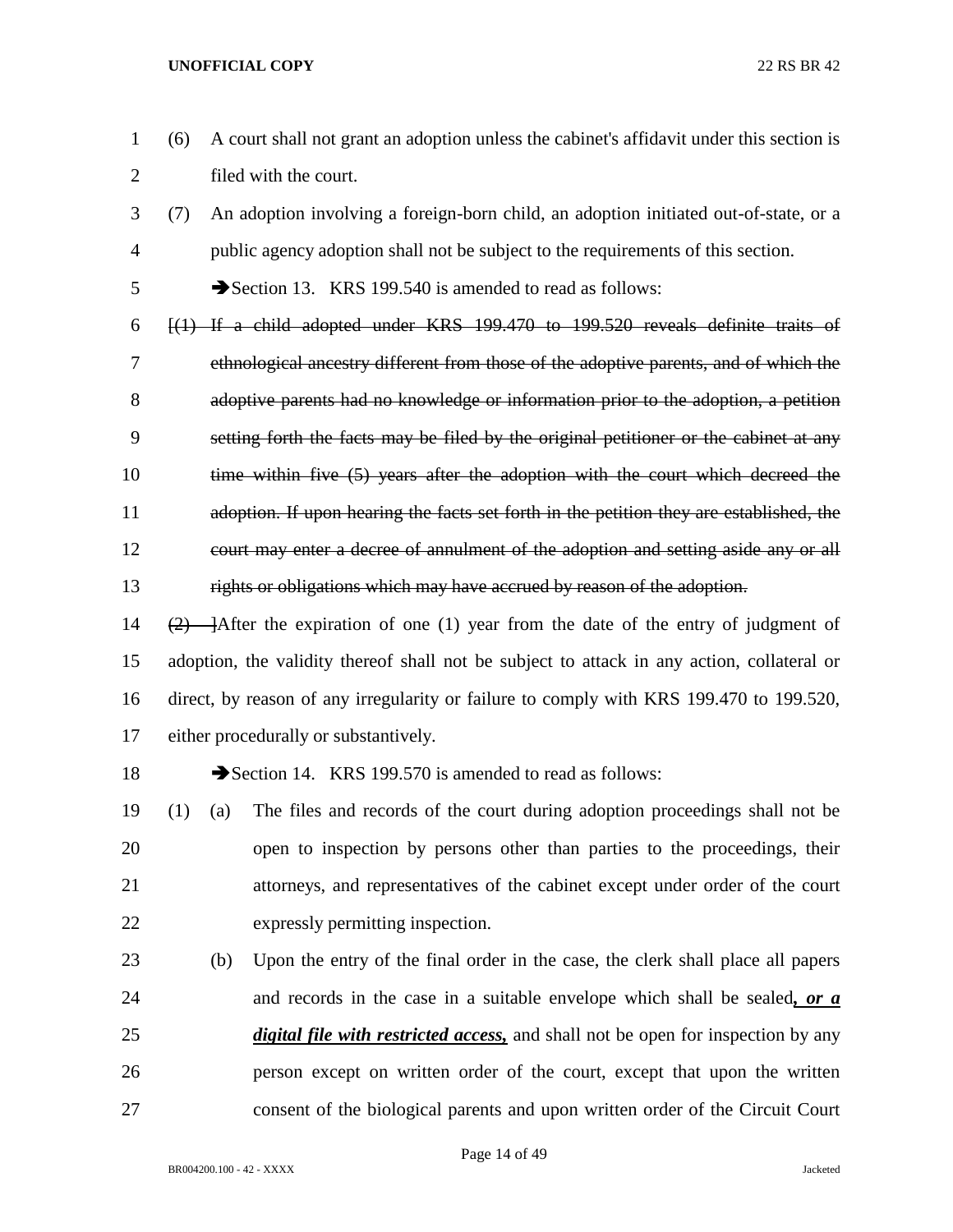(6) A court shall not grant an adoption unless the cabinet's affidavit under this section is filed with the court.

(7) An adoption involving a foreign-born child, an adoption initiated out-of-state, or a public agency adoption shall not be subject to the requirements of this section.

➔Section 13. KRS 199.540 is amended to read as follows:

~~[(1) If a child adopted under KRS 199.470 to 199.520 reveals definite traits of ethnological ancestry different from those of the adoptive parents, and of which the adoptive parents had no knowledge or information prior to the adoption, a petition setting forth the facts may be filed by the original petitioner or the cabinet at any time within five (5) years after the adoption with the court which decreed the adoption. If upon hearing the facts set forth in the petition they are established, the court may enter a decree of annulment of the adoption and setting aside any or all rights or obligations which may have accrued by reason of the adoption.~~

~~(2) ]~~After the expiration of one (1) year from the date of the entry of judgment of adoption, the validity thereof shall not be subject to attack in any action, collateral or direct, by reason of any irregularity or failure to comply with KRS 199.470 to 199.520, either procedurally or substantively.

➔Section 14. KRS 199.570 is amended to read as follows:

(1) (a) The files and records of the court during adoption proceedings shall not be open to inspection by persons other than parties to the proceedings, their attorneys, and representatives of the cabinet except under order of the court expressly permitting inspection.

(b) Upon the entry of the final order in the case, the clerk shall place all papers and records in the case in a suitable envelope which shall be sealed***, or a digital file with restricted access,*** and shall not be open for inspection by any person except on written order of the court, except that upon the written consent of the biological parents and upon written order of the Circuit Court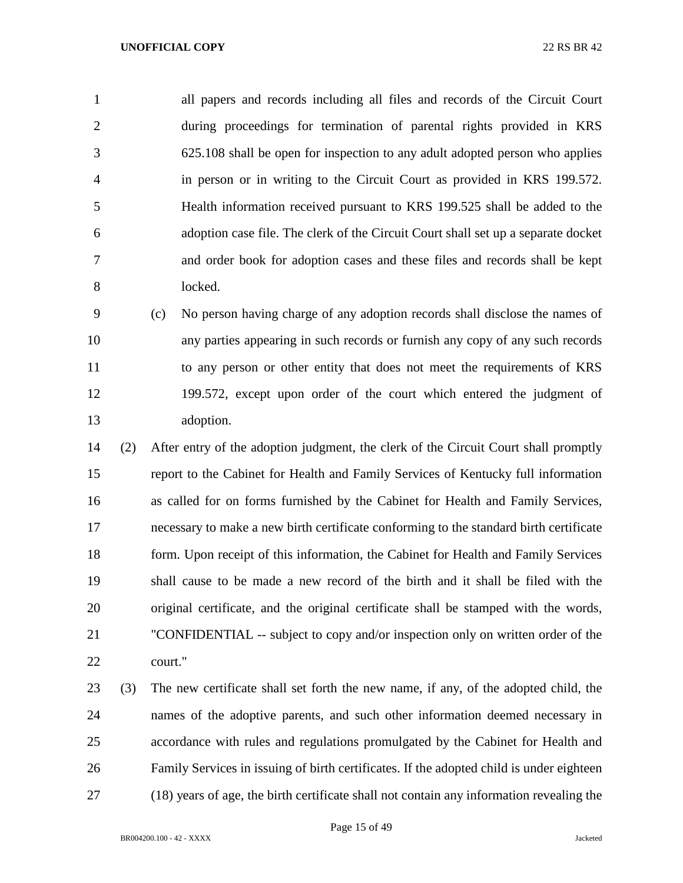all papers and records including all files and records of the Circuit Court during proceedings for termination of parental rights provided in KRS 625.108 shall be open for inspection to any adult adopted person who applies in person or in writing to the Circuit Court as provided in KRS 199.572. Health information received pursuant to KRS 199.525 shall be added to the adoption case file. The clerk of the Circuit Court shall set up a separate docket and order book for adoption cases and these files and records shall be kept locked.

(c) No person having charge of any adoption records shall disclose the names of any parties appearing in such records or furnish any copy of any such records to any person or other entity that does not meet the requirements of KRS 199.572, except upon order of the court which entered the judgment of adoption.

(2) After entry of the adoption judgment, the clerk of the Circuit Court shall promptly report to the Cabinet for Health and Family Services of Kentucky full information as called for on forms furnished by the Cabinet for Health and Family Services, necessary to make a new birth certificate conforming to the standard birth certificate form. Upon receipt of this information, the Cabinet for Health and Family Services shall cause to be made a new record of the birth and it shall be filed with the original certificate, and the original certificate shall be stamped with the words, "CONFIDENTIAL -- subject to copy and/or inspection only on written order of the court."

(3) The new certificate shall set forth the new name, if any, of the adopted child, the names of the adoptive parents, and such other information deemed necessary in accordance with rules and regulations promulgated by the Cabinet for Health and Family Services in issuing of birth certificates. If the adopted child is under eighteen (18) years of age, the birth certificate shall not contain any information revealing the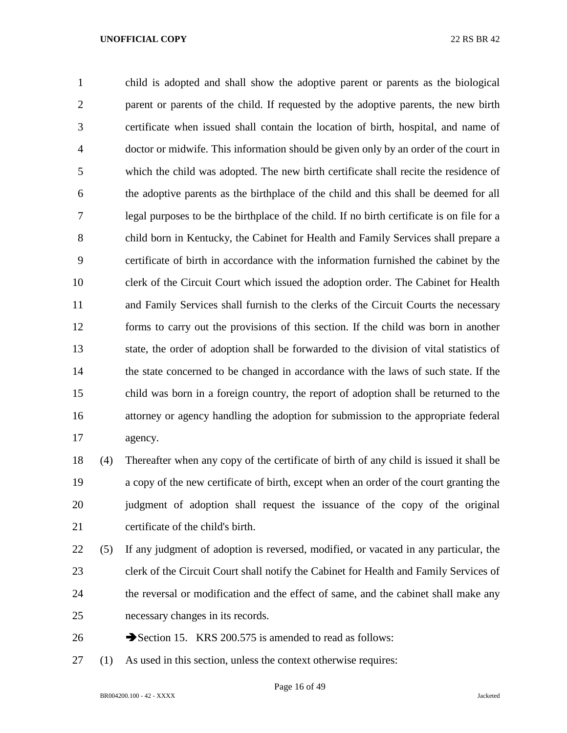child is adopted and shall show the adoptive parent or parents as the biological parent or parents of the child. If requested by the adoptive parents, the new birth certificate when issued shall contain the location of birth, hospital, and name of doctor or midwife. This information should be given only by an order of the court in which the child was adopted. The new birth certificate shall recite the residence of the adoptive parents as the birthplace of the child and this shall be deemed for all legal purposes to be the birthplace of the child. If no birth certificate is on file for a child born in Kentucky, the Cabinet for Health and Family Services shall prepare a certificate of birth in accordance with the information furnished the cabinet by the clerk of the Circuit Court which issued the adoption order. The Cabinet for Health and Family Services shall furnish to the clerks of the Circuit Courts the necessary forms to carry out the provisions of this section. If the child was born in another state, the order of adoption shall be forwarded to the division of vital statistics of the state concerned to be changed in accordance with the laws of such state. If the child was born in a foreign country, the report of adoption shall be returned to the attorney or agency handling the adoption for submission to the appropriate federal agency.

(4) Thereafter when any copy of the certificate of birth of any child is issued it shall be a copy of the new certificate of birth, except when an order of the court granting the judgment of adoption shall request the issuance of the copy of the original certificate of the child's birth.

(5) If any judgment of adoption is reversed, modified, or vacated in any particular, the clerk of the Circuit Court shall notify the Cabinet for Health and Family Services of the reversal or modification and the effect of same, and the cabinet shall make any necessary changes in its records.

➔Section 15. KRS 200.575 is amended to read as follows:

(1) As used in this section, unless the context otherwise requires: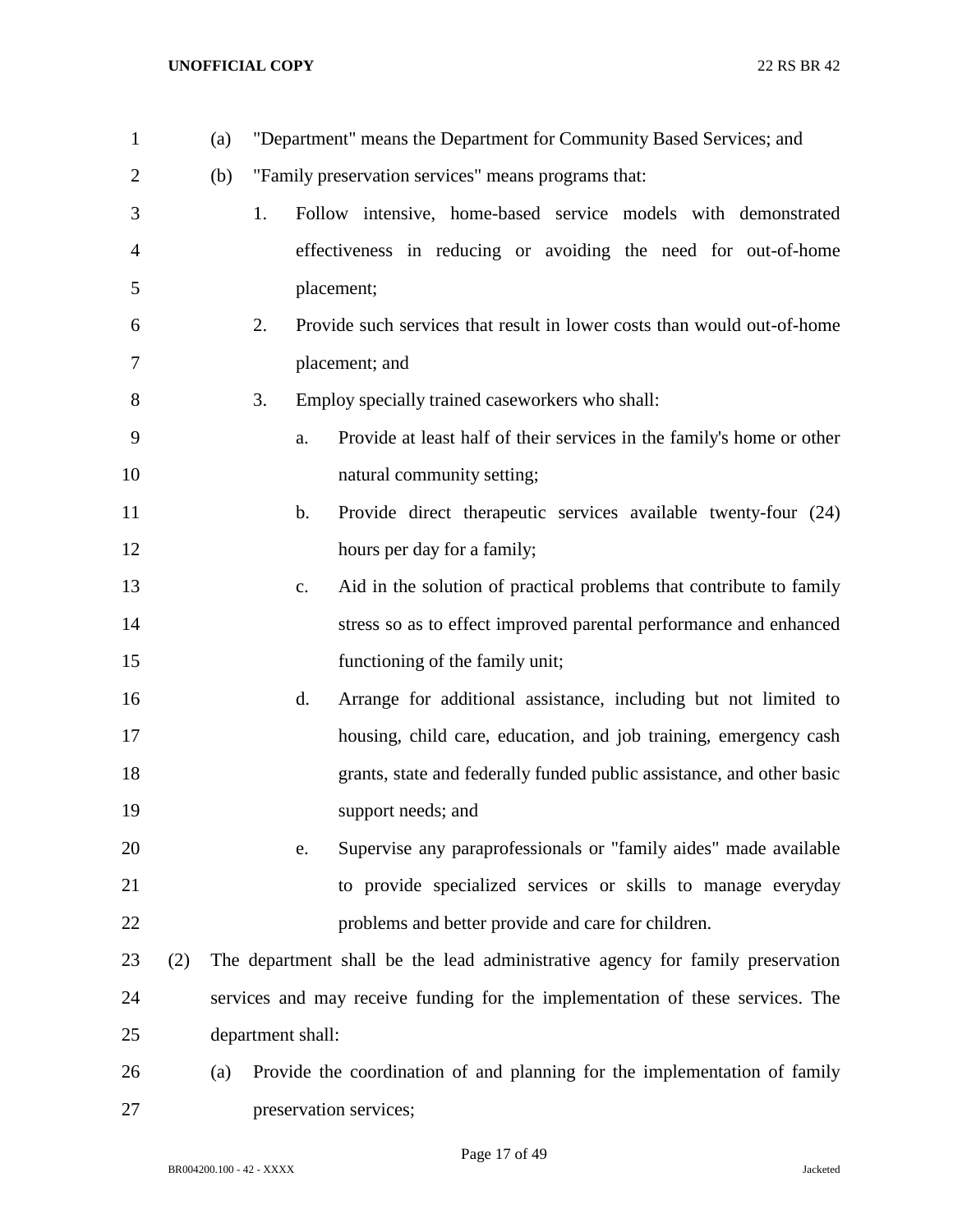(a) "Department" means the Department for Community Based Services; and

(b) "Family preservation services" means programs that:

1. Follow intensive, home-based service models with demonstrated effectiveness in reducing or avoiding the need for out-of-home placement;

2. Provide such services that result in lower costs than would out-of-home placement; and

3. Employ specially trained caseworkers who shall:

a. Provide at least half of their services in the family's home or other natural community setting;

b. Provide direct therapeutic services available twenty-four (24) hours per day for a family;

c. Aid in the solution of practical problems that contribute to family stress so as to effect improved parental performance and enhanced functioning of the family unit;

d. Arrange for additional assistance, including but not limited to housing, child care, education, and job training, emergency cash grants, state and federally funded public assistance, and other basic support needs; and

e. Supervise any paraprofessionals or "family aides" made available to provide specialized services or skills to manage everyday problems and better provide and care for children.

(2) The department shall be the lead administrative agency for family preservation services and may receive funding for the implementation of these services. The department shall:

(a) Provide the coordination of and planning for the implementation of family preservation services;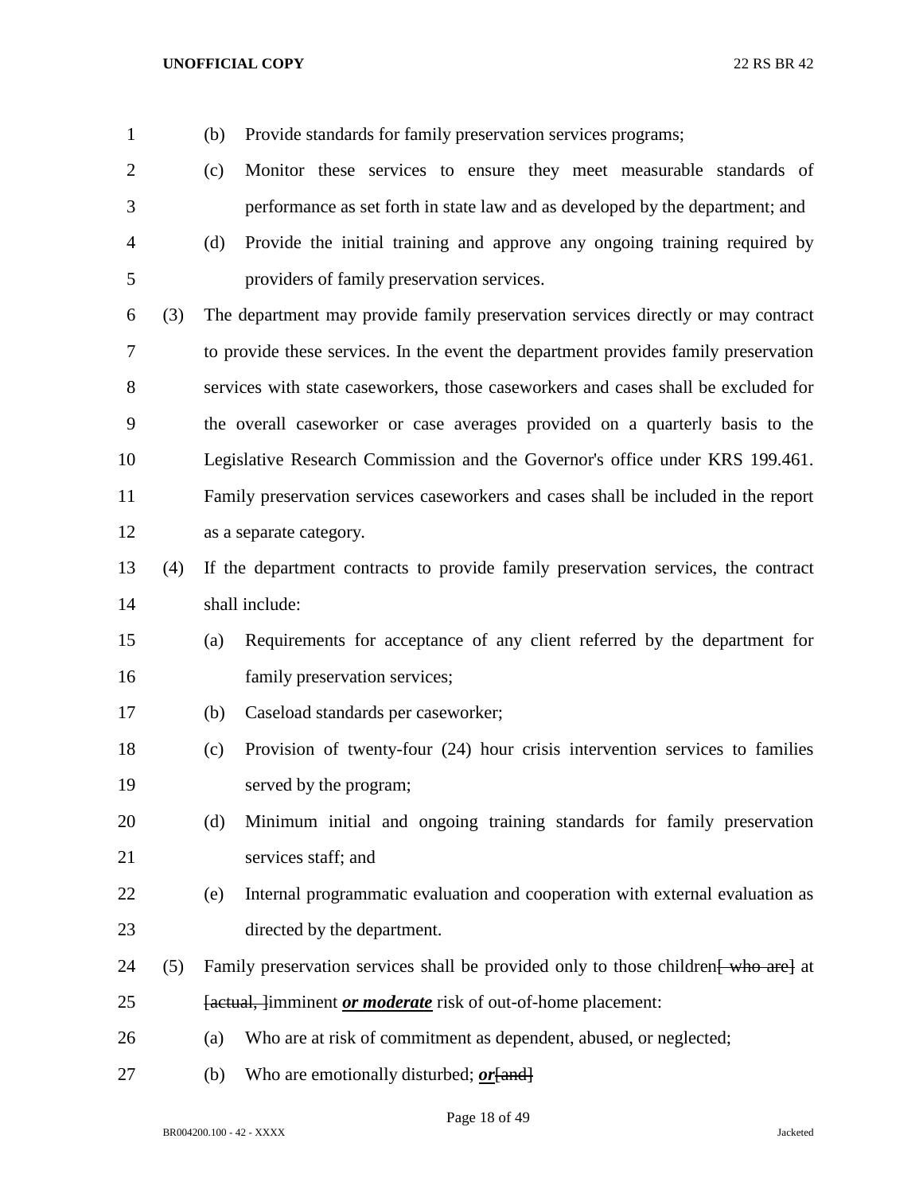(b) Provide standards for family preservation services programs;

(c) Monitor these services to ensure they meet measurable standards of performance as set forth in state law and as developed by the department; and

(d) Provide the initial training and approve any ongoing training required by providers of family preservation services.

(3) The department may provide family preservation services directly or may contract to provide these services. In the event the department provides family preservation services with state caseworkers, those caseworkers and cases shall be excluded for the overall caseworker or case averages provided on a quarterly basis to the Legislative Research Commission and the Governor's office under KRS 199.461. Family preservation services caseworkers and cases shall be included in the report as a separate category.

(4) If the department contracts to provide family preservation services, the contract shall include:

(a) Requirements for acceptance of any client referred by the department for family preservation services;

(b) Caseload standards per caseworker;

(c) Provision of twenty-four (24) hour crisis intervention services to families served by the program;

(d) Minimum initial and ongoing training standards for family preservation services staff; and

(e) Internal programmatic evaluation and cooperation with external evaluation as directed by the department.

(5) Family preservation services shall be provided only to those children~~[ who are]~~ at ~~[actual, ]~~imminent ***or moderate*** risk of out-of-home placement:

(a) Who are at risk of commitment as dependent, abused, or neglected;

(b) Who are emotionally disturbed; ***or***~~[and]~~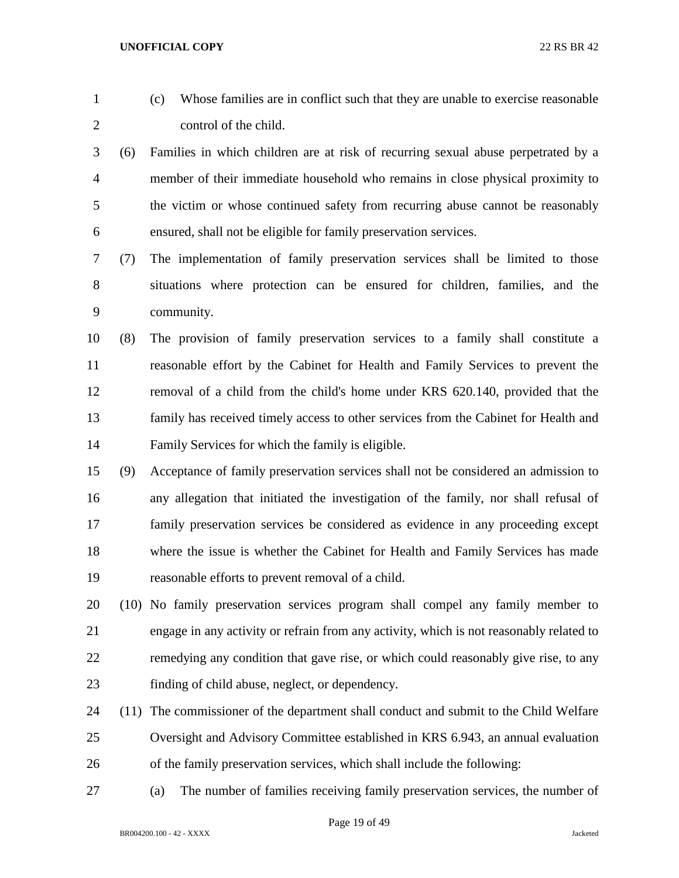(c) Whose families are in conflict such that they are unable to exercise reasonable control of the child.

(6) Families in which children are at risk of recurring sexual abuse perpetrated by a member of their immediate household who remains in close physical proximity to the victim or whose continued safety from recurring abuse cannot be reasonably ensured, shall not be eligible for family preservation services.

(7) The implementation of family preservation services shall be limited to those situations where protection can be ensured for children, families, and the community.

(8) The provision of family preservation services to a family shall constitute a reasonable effort by the Cabinet for Health and Family Services to prevent the removal of a child from the child's home under KRS 620.140, provided that the family has received timely access to other services from the Cabinet for Health and Family Services for which the family is eligible.

(9) Acceptance of family preservation services shall not be considered an admission to any allegation that initiated the investigation of the family, nor shall refusal of family preservation services be considered as evidence in any proceeding except where the issue is whether the Cabinet for Health and Family Services has made reasonable efforts to prevent removal of a child.

(10) No family preservation services program shall compel any family member to engage in any activity or refrain from any activity, which is not reasonably related to remedying any condition that gave rise, or which could reasonably give rise, to any finding of child abuse, neglect, or dependency.

(11) The commissioner of the department shall conduct and submit to the Child Welfare Oversight and Advisory Committee established in KRS 6.943, an annual evaluation of the family preservation services, which shall include the following:

(a) The number of families receiving family preservation services, the number of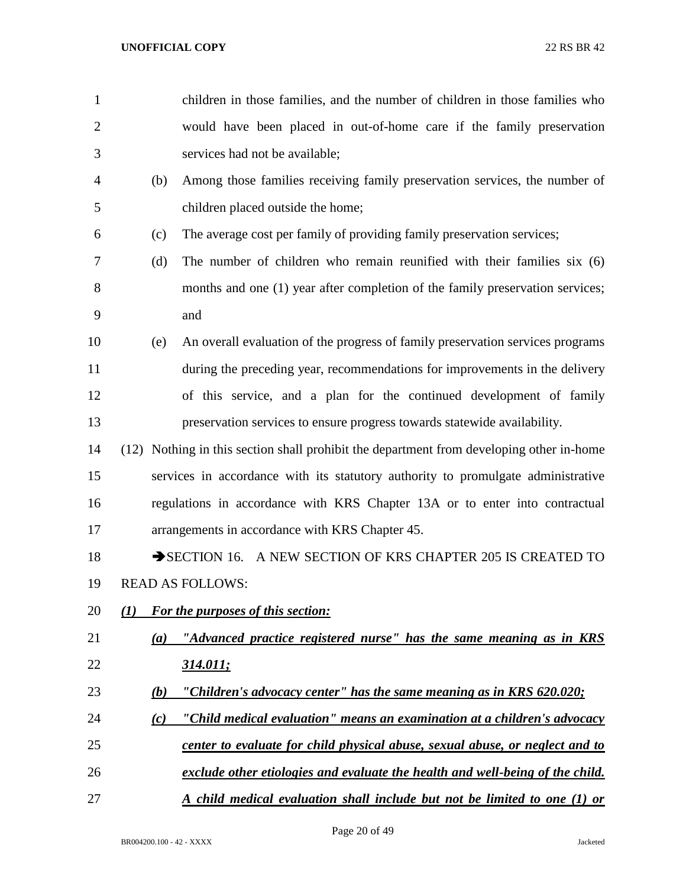children in those families, and the number of children in those families who would have been placed in out-of-home care if the family preservation services had not be available;

(b) Among those families receiving family preservation services, the number of children placed outside the home;

(c) The average cost per family of providing family preservation services;

(d) The number of children who remain reunified with their families six (6) months and one (1) year after completion of the family preservation services; and

(e) An overall evaluation of the progress of family preservation services programs during the preceding year, recommendations for improvements in the delivery of this service, and a plan for the continued development of family preservation services to ensure progress towards statewide availability.

(12) Nothing in this section shall prohibit the department from developing other in-home services in accordance with its statutory authority to promulgate administrative regulations in accordance with KRS Chapter 13A or to enter into contractual arrangements in accordance with KRS Chapter 45.

➔SECTION 16. A NEW SECTION OF KRS CHAPTER 205 IS CREATED TO READ AS FOLLOWS:

***(1) For the purposes of this section:***

***(a) "Advanced practice registered nurse" has the same meaning as in KRS 314.011;***

***(b) "Children's advocacy center" has the same meaning as in KRS 620.020;***

***(c) "Child medical evaluation" means an examination at a children's advocacy center to evaluate for child physical abuse, sexual abuse, or neglect and to exclude other etiologies and evaluate the health and well-being of the child. A child medical evaluation shall include but not be limited to one (1) or***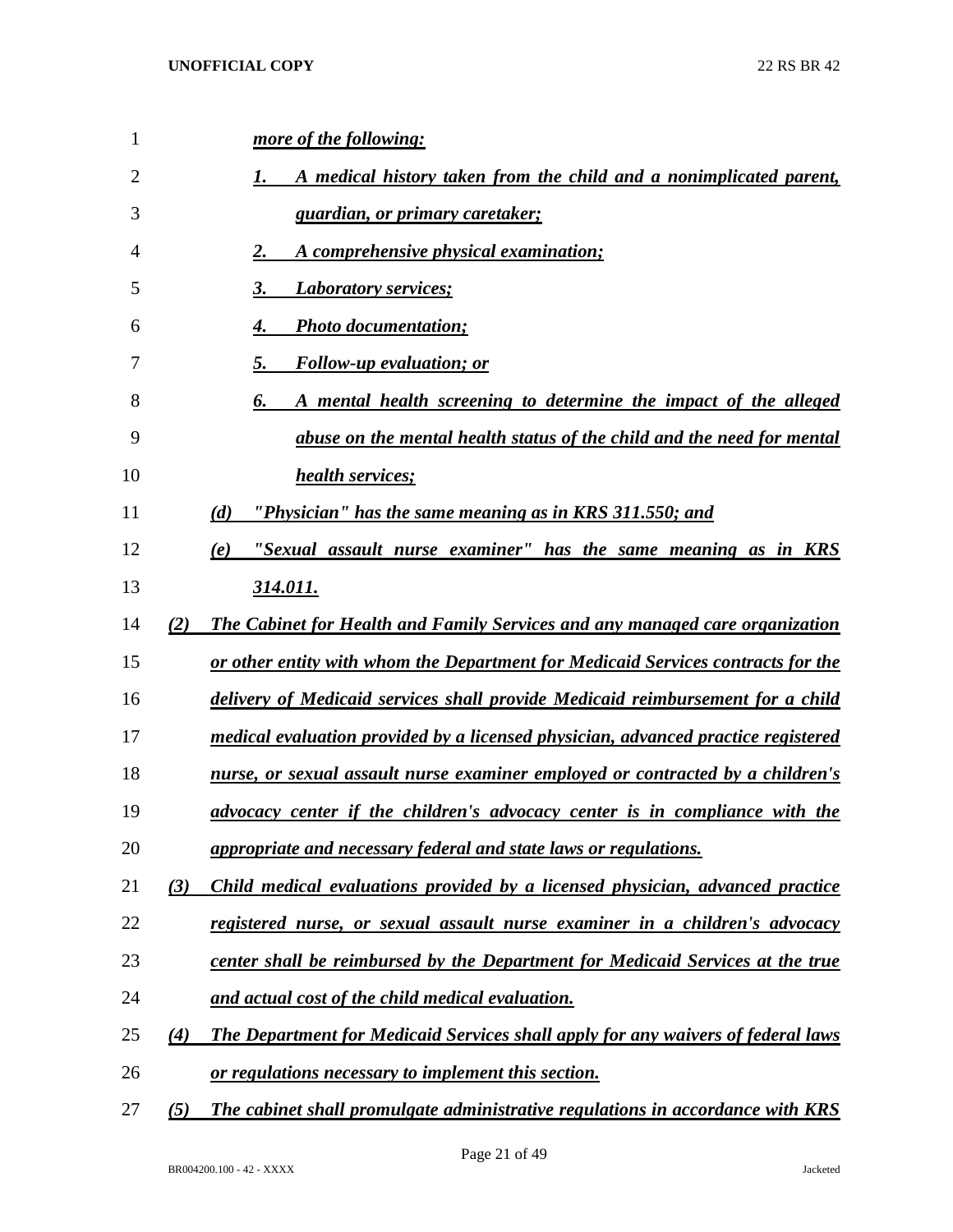*more of the following:*

*1. A medical history taken from the child and a nonimplicated parent, guardian, or primary caretaker;*

*2. A comprehensive physical examination;*

*3. Laboratory services;*

*4. Photo documentation;*

*5. Follow-up evaluation; or*

*6. A mental health screening to determine the impact of the alleged abuse on the mental health status of the child and the need for mental health services;*

*(d) "Physician" has the same meaning as in KRS 311.550; and*

*(e) "Sexual assault nurse examiner" has the same meaning as in KRS 314.011.*

*(2) The Cabinet for Health and Family Services and any managed care organization or other entity with whom the Department for Medicaid Services contracts for the delivery of Medicaid services shall provide Medicaid reimbursement for a child medical evaluation provided by a licensed physician, advanced practice registered nurse, or sexual assault nurse examiner employed or contracted by a children's advocacy center if the children's advocacy center is in compliance with the appropriate and necessary federal and state laws or regulations.*

*(3) Child medical evaluations provided by a licensed physician, advanced practice registered nurse, or sexual assault nurse examiner in a children's advocacy center shall be reimbursed by the Department for Medicaid Services at the true and actual cost of the child medical evaluation.*

*(4) The Department for Medicaid Services shall apply for any waivers of federal laws or regulations necessary to implement this section.*

*(5) The cabinet shall promulgate administrative regulations in accordance with KRS*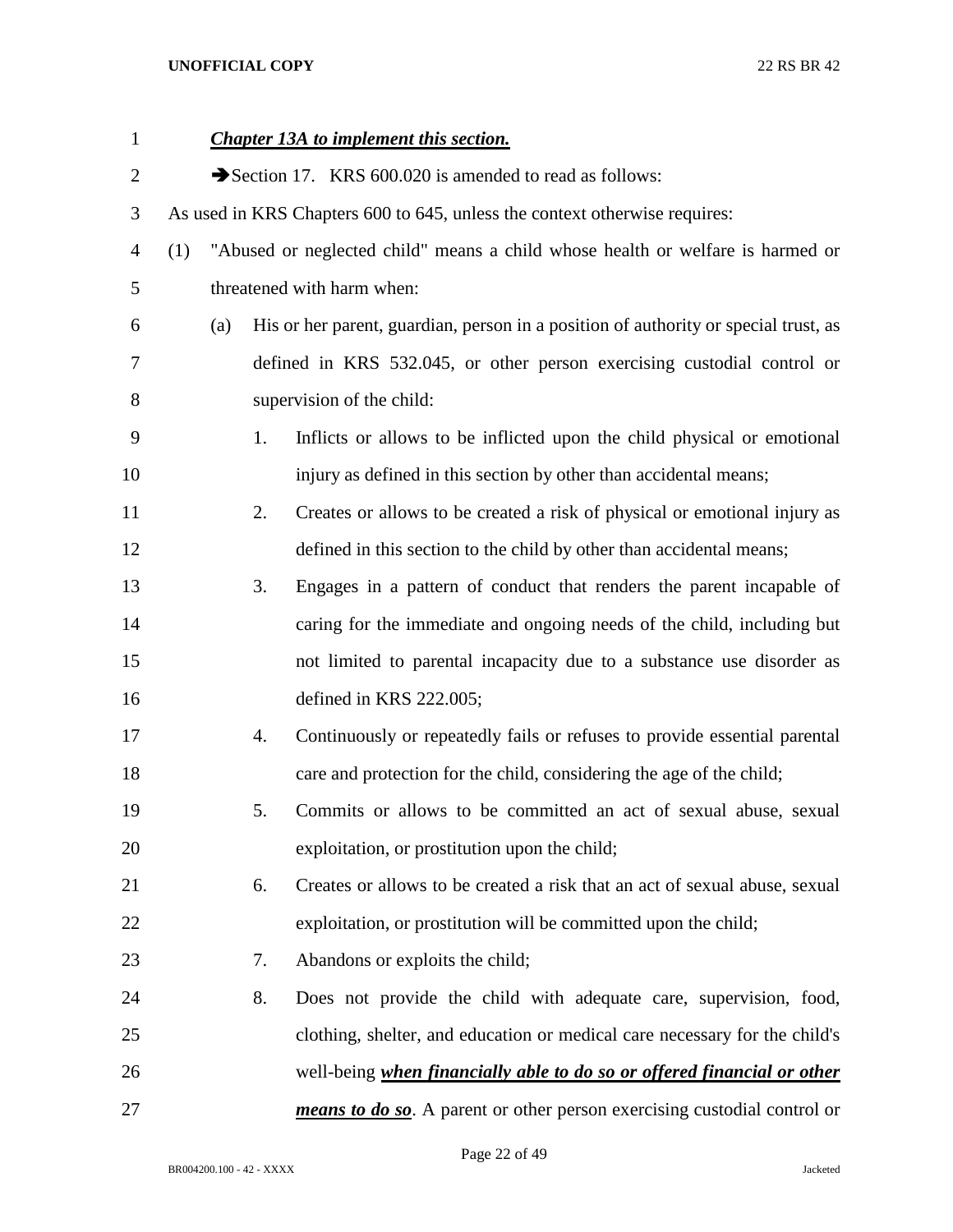***Chapter 13A to implement this section.***

➔Section 17. KRS 600.020 is amended to read as follows:

As used in KRS Chapters 600 to 645, unless the context otherwise requires:

(1) "Abused or neglected child" means a child whose health or welfare is harmed or threatened with harm when:

(a) His or her parent, guardian, person in a position of authority or special trust, as defined in KRS 532.045, or other person exercising custodial control or supervision of the child:

1. Inflicts or allows to be inflicted upon the child physical or emotional injury as defined in this section by other than accidental means;

2. Creates or allows to be created a risk of physical or emotional injury as defined in this section to the child by other than accidental means;

3. Engages in a pattern of conduct that renders the parent incapable of caring for the immediate and ongoing needs of the child, including but not limited to parental incapacity due to a substance use disorder as defined in KRS 222.005;

4. Continuously or repeatedly fails or refuses to provide essential parental care and protection for the child, considering the age of the child;

5. Commits or allows to be committed an act of sexual abuse, sexual exploitation, or prostitution upon the child;

6. Creates or allows to be created a risk that an act of sexual abuse, sexual exploitation, or prostitution will be committed upon the child;

7. Abandons or exploits the child;

8. Does not provide the child with adequate care, supervision, food, clothing, shelter, and education or medical care necessary for the child's well-being ***when financially able to do so or offered financial or other means to do so***. A parent or other person exercising custodial control or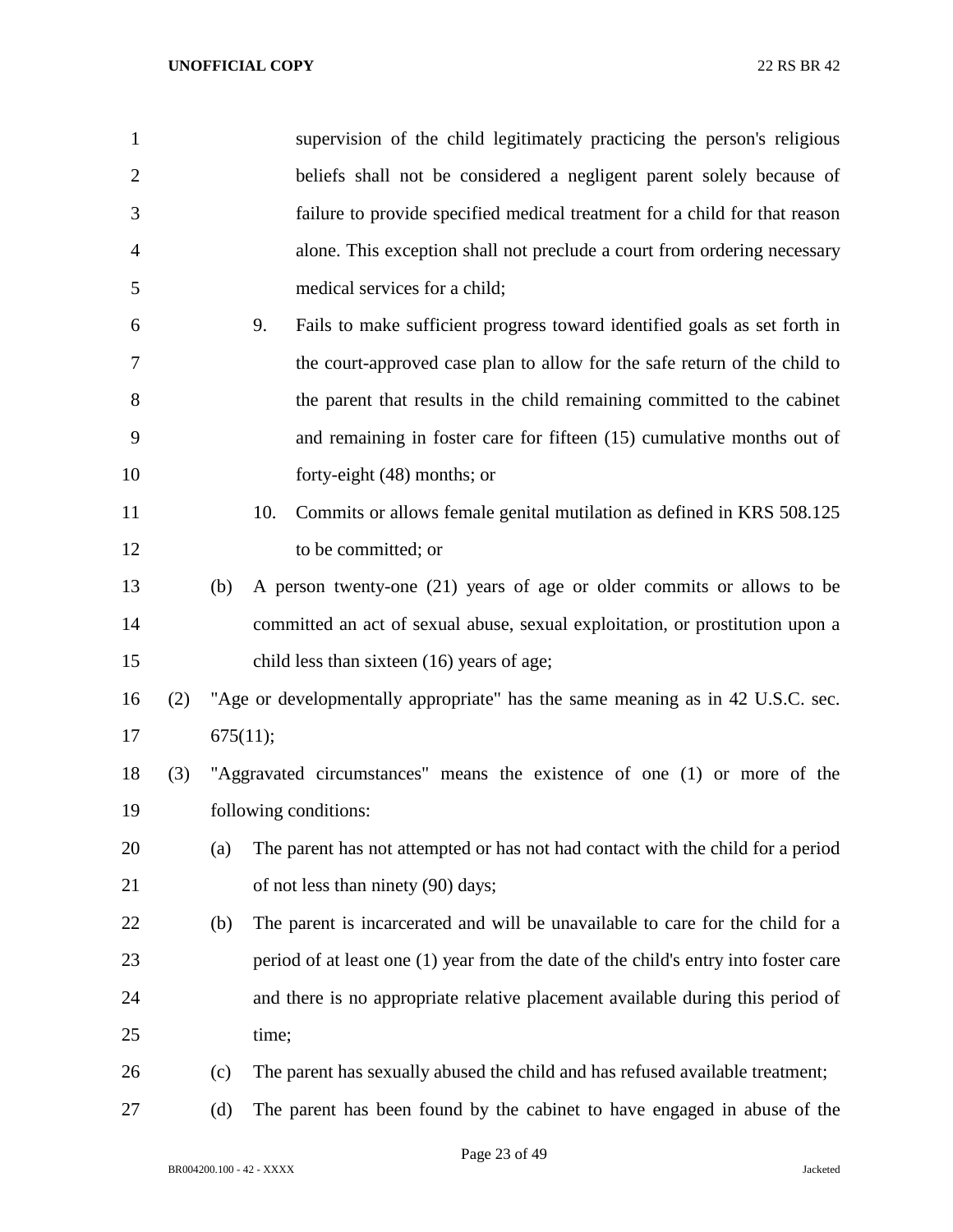supervision of the child legitimately practicing the person's religious beliefs shall not be considered a negligent parent solely because of failure to provide specified medical treatment for a child for that reason alone. This exception shall not preclude a court from ordering necessary medical services for a child;

9. Fails to make sufficient progress toward identified goals as set forth in the court-approved case plan to allow for the safe return of the child to the parent that results in the child remaining committed to the cabinet and remaining in foster care for fifteen (15) cumulative months out of forty-eight (48) months; or

10. Commits or allows female genital mutilation as defined in KRS 508.125 to be committed; or

(b) A person twenty-one (21) years of age or older commits or allows to be committed an act of sexual abuse, sexual exploitation, or prostitution upon a child less than sixteen (16) years of age;

(2) "Age or developmentally appropriate" has the same meaning as in 42 U.S.C. sec. 675(11);

(3) "Aggravated circumstances" means the existence of one (1) or more of the following conditions:

(a) The parent has not attempted or has not had contact with the child for a period of not less than ninety (90) days;

(b) The parent is incarcerated and will be unavailable to care for the child for a period of at least one (1) year from the date of the child's entry into foster care and there is no appropriate relative placement available during this period of time;

(c) The parent has sexually abused the child and has refused available treatment;

(d) The parent has been found by the cabinet to have engaged in abuse of the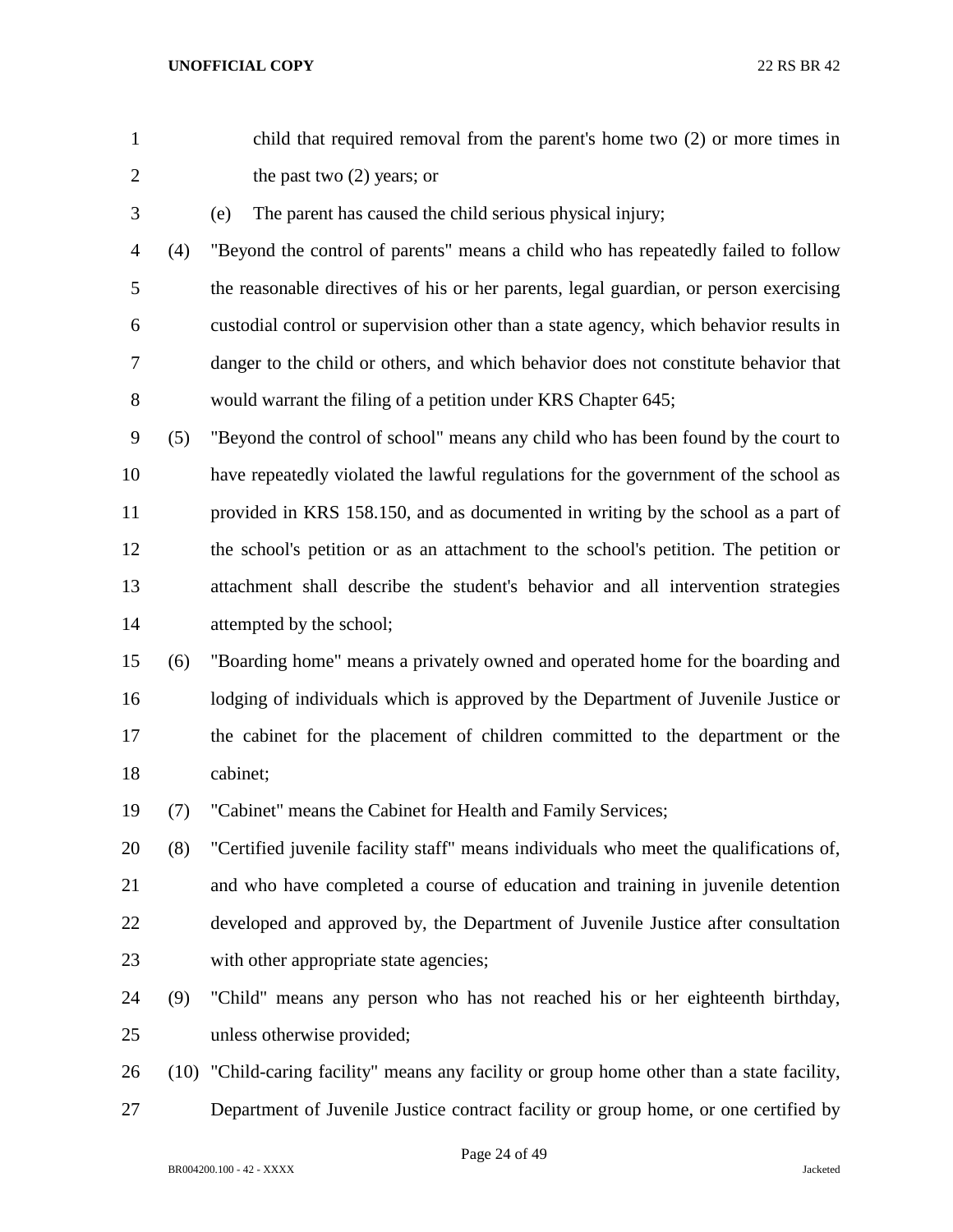child that required removal from the parent's home two (2) or more times in the past two (2) years; or

(e) The parent has caused the child serious physical injury;

(4) "Beyond the control of parents" means a child who has repeatedly failed to follow the reasonable directives of his or her parents, legal guardian, or person exercising custodial control or supervision other than a state agency, which behavior results in danger to the child or others, and which behavior does not constitute behavior that would warrant the filing of a petition under KRS Chapter 645;

(5) "Beyond the control of school" means any child who has been found by the court to have repeatedly violated the lawful regulations for the government of the school as provided in KRS 158.150, and as documented in writing by the school as a part of the school's petition or as an attachment to the school's petition. The petition or attachment shall describe the student's behavior and all intervention strategies attempted by the school;

(6) "Boarding home" means a privately owned and operated home for the boarding and lodging of individuals which is approved by the Department of Juvenile Justice or the cabinet for the placement of children committed to the department or the cabinet;

(7) "Cabinet" means the Cabinet for Health and Family Services;

(8) "Certified juvenile facility staff" means individuals who meet the qualifications of, and who have completed a course of education and training in juvenile detention developed and approved by, the Department of Juvenile Justice after consultation with other appropriate state agencies;

(9) "Child" means any person who has not reached his or her eighteenth birthday, unless otherwise provided;

(10) "Child-caring facility" means any facility or group home other than a state facility, Department of Juvenile Justice contract facility or group home, or one certified by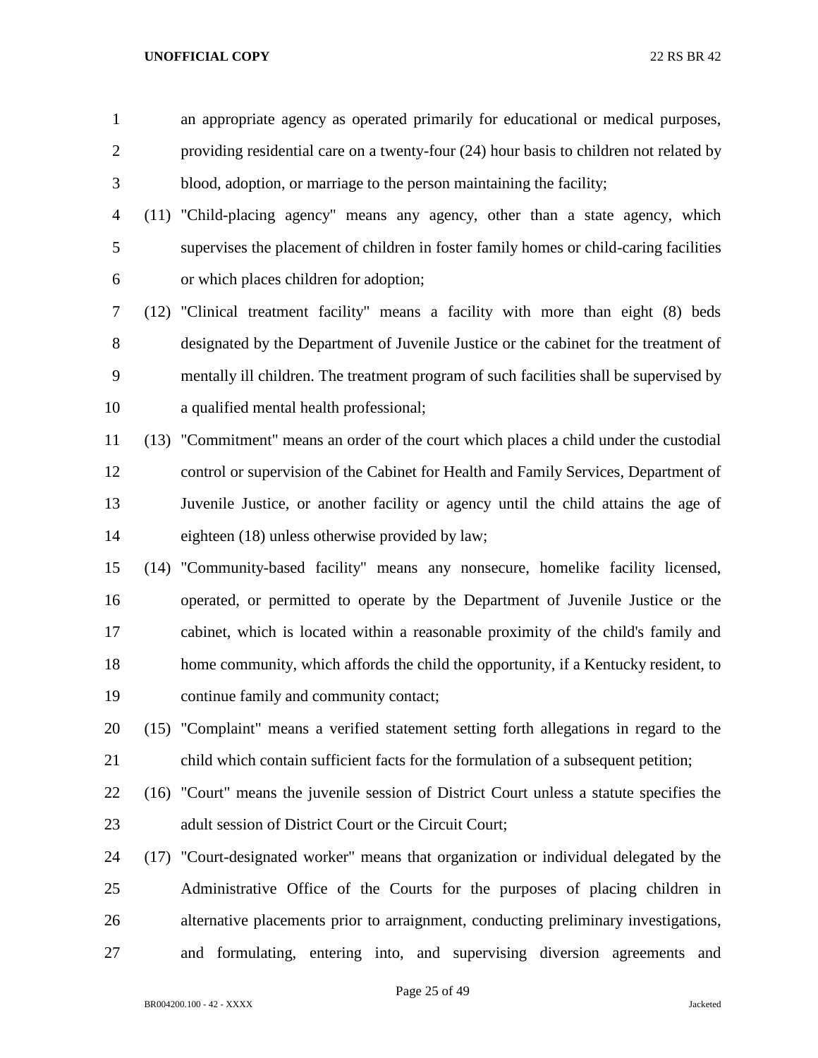an appropriate agency as operated primarily for educational or medical purposes, providing residential care on a twenty-four (24) hour basis to children not related by blood, adoption, or marriage to the person maintaining the facility;

(11) "Child-placing agency" means any agency, other than a state agency, which supervises the placement of children in foster family homes or child-caring facilities or which places children for adoption;

(12) "Clinical treatment facility" means a facility with more than eight (8) beds designated by the Department of Juvenile Justice or the cabinet for the treatment of mentally ill children. The treatment program of such facilities shall be supervised by a qualified mental health professional;

(13) "Commitment" means an order of the court which places a child under the custodial control or supervision of the Cabinet for Health and Family Services, Department of Juvenile Justice, or another facility or agency until the child attains the age of eighteen (18) unless otherwise provided by law;

(14) "Community-based facility" means any nonsecure, homelike facility licensed, operated, or permitted to operate by the Department of Juvenile Justice or the cabinet, which is located within a reasonable proximity of the child's family and home community, which affords the child the opportunity, if a Kentucky resident, to continue family and community contact;

(15) "Complaint" means a verified statement setting forth allegations in regard to the child which contain sufficient facts for the formulation of a subsequent petition;

(16) "Court" means the juvenile session of District Court unless a statute specifies the adult session of District Court or the Circuit Court;

(17) "Court-designated worker" means that organization or individual delegated by the Administrative Office of the Courts for the purposes of placing children in alternative placements prior to arraignment, conducting preliminary investigations, and formulating, entering into, and supervising diversion agreements and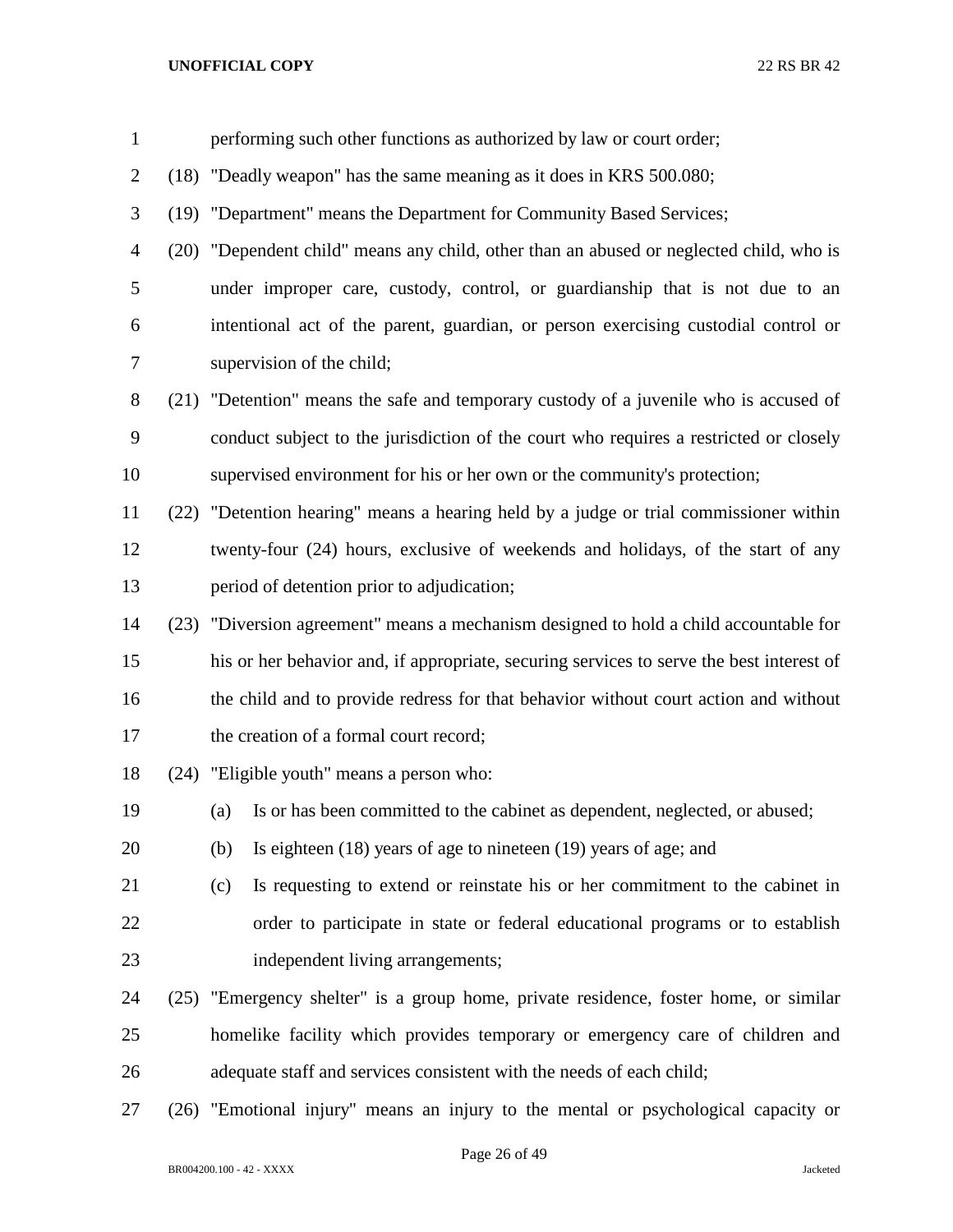performing such other functions as authorized by law or court order;

(18) "Deadly weapon" has the same meaning as it does in KRS 500.080;

(19) "Department" means the Department for Community Based Services;

(20) "Dependent child" means any child, other than an abused or neglected child, who is under improper care, custody, control, or guardianship that is not due to an intentional act of the parent, guardian, or person exercising custodial control or supervision of the child;

(21) "Detention" means the safe and temporary custody of a juvenile who is accused of conduct subject to the jurisdiction of the court who requires a restricted or closely supervised environment for his or her own or the community's protection;

(22) "Detention hearing" means a hearing held by a judge or trial commissioner within twenty-four (24) hours, exclusive of weekends and holidays, of the start of any period of detention prior to adjudication;

(23) "Diversion agreement" means a mechanism designed to hold a child accountable for his or her behavior and, if appropriate, securing services to serve the best interest of the child and to provide redress for that behavior without court action and without the creation of a formal court record;

(24) "Eligible youth" means a person who:

(a) Is or has been committed to the cabinet as dependent, neglected, or abused;

(b) Is eighteen (18) years of age to nineteen (19) years of age; and

(c) Is requesting to extend or reinstate his or her commitment to the cabinet in order to participate in state or federal educational programs or to establish independent living arrangements;

(25) "Emergency shelter" is a group home, private residence, foster home, or similar homelike facility which provides temporary or emergency care of children and adequate staff and services consistent with the needs of each child;

(26) "Emotional injury" means an injury to the mental or psychological capacity or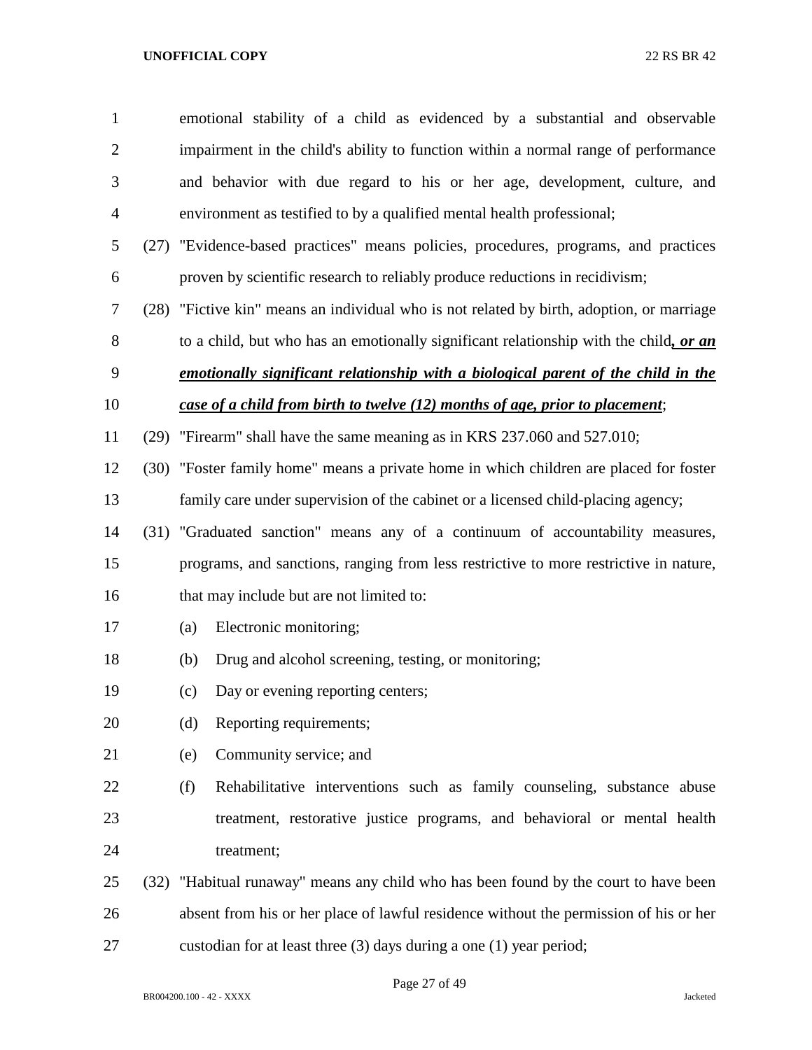emotional stability of a child as evidenced by a substantial and observable impairment in the child's ability to function within a normal range of performance and behavior with due regard to his or her age, development, culture, and environment as testified to by a qualified mental health professional;

(27) "Evidence-based practices" means policies, procedures, programs, and practices proven by scientific research to reliably produce reductions in recidivism;

(28) "Fictive kin" means an individual who is not related by birth, adoption, or marriage to a child, but who has an emotionally significant relationship with the child***, or an emotionally significant relationship with a biological parent of the child in the case of a child from birth to twelve (12) months of age, prior to placement***;

(29) "Firearm" shall have the same meaning as in KRS 237.060 and 527.010;

(30) "Foster family home" means a private home in which children are placed for foster family care under supervision of the cabinet or a licensed child-placing agency;

(31) "Graduated sanction" means any of a continuum of accountability measures, programs, and sanctions, ranging from less restrictive to more restrictive in nature, that may include but are not limited to:

(a) Electronic monitoring;

(b) Drug and alcohol screening, testing, or monitoring;

(c) Day or evening reporting centers;

(d) Reporting requirements;

(e) Community service; and

(f) Rehabilitative interventions such as family counseling, substance abuse treatment, restorative justice programs, and behavioral or mental health treatment;

(32) "Habitual runaway" means any child who has been found by the court to have been absent from his or her place of lawful residence without the permission of his or her custodian for at least three (3) days during a one (1) year period;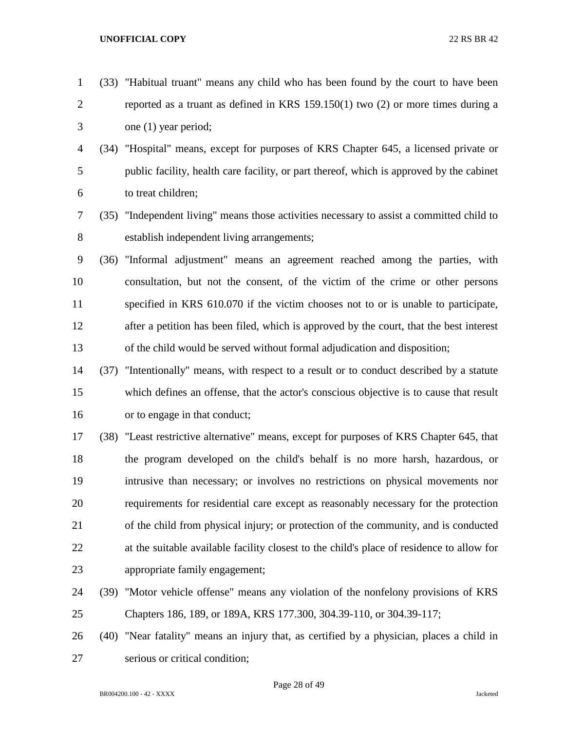(33) "Habitual truant" means any child who has been found by the court to have been reported as a truant as defined in KRS 159.150(1) two (2) or more times during a one (1) year period;

(34) "Hospital" means, except for purposes of KRS Chapter 645, a licensed private or public facility, health care facility, or part thereof, which is approved by the cabinet to treat children;

(35) "Independent living" means those activities necessary to assist a committed child to establish independent living arrangements;

(36) "Informal adjustment" means an agreement reached among the parties, with consultation, but not the consent, of the victim of the crime or other persons specified in KRS 610.070 if the victim chooses not to or is unable to participate, after a petition has been filed, which is approved by the court, that the best interest of the child would be served without formal adjudication and disposition;

(37) "Intentionally" means, with respect to a result or to conduct described by a statute which defines an offense, that the actor's conscious objective is to cause that result or to engage in that conduct;

(38) "Least restrictive alternative" means, except for purposes of KRS Chapter 645, that the program developed on the child's behalf is no more harsh, hazardous, or intrusive than necessary; or involves no restrictions on physical movements nor requirements for residential care except as reasonably necessary for the protection of the child from physical injury; or protection of the community, and is conducted at the suitable available facility closest to the child's place of residence to allow for appropriate family engagement;

(39) "Motor vehicle offense" means any violation of the nonfelony provisions of KRS Chapters 186, 189, or 189A, KRS 177.300, 304.39-110, or 304.39-117;

(40) "Near fatality" means an injury that, as certified by a physician, places a child in serious or critical condition;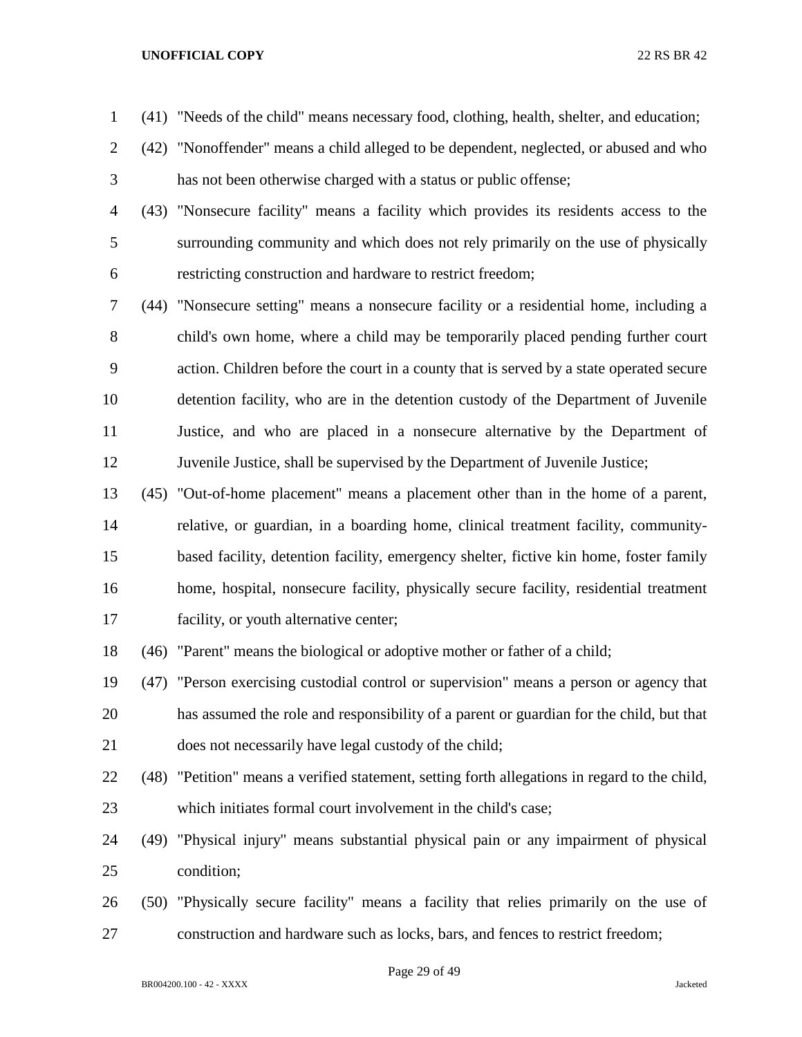(41) "Needs of the child" means necessary food, clothing, health, shelter, and education;

(42) "Nonoffender" means a child alleged to be dependent, neglected, or abused and who has not been otherwise charged with a status or public offense;

(43) "Nonsecure facility" means a facility which provides its residents access to the surrounding community and which does not rely primarily on the use of physically restricting construction and hardware to restrict freedom;

(44) "Nonsecure setting" means a nonsecure facility or a residential home, including a child's own home, where a child may be temporarily placed pending further court action. Children before the court in a county that is served by a state operated secure detention facility, who are in the detention custody of the Department of Juvenile Justice, and who are placed in a nonsecure alternative by the Department of Juvenile Justice, shall be supervised by the Department of Juvenile Justice;

(45) "Out-of-home placement" means a placement other than in the home of a parent, relative, or guardian, in a boarding home, clinical treatment facility, community-based facility, detention facility, emergency shelter, fictive kin home, foster family home, hospital, nonsecure facility, physically secure facility, residential treatment facility, or youth alternative center;

(46) "Parent" means the biological or adoptive mother or father of a child;

(47) "Person exercising custodial control or supervision" means a person or agency that has assumed the role and responsibility of a parent or guardian for the child, but that does not necessarily have legal custody of the child;

(48) "Petition" means a verified statement, setting forth allegations in regard to the child, which initiates formal court involvement in the child's case;

(49) "Physical injury" means substantial physical pain or any impairment of physical condition;

(50) "Physically secure facility" means a facility that relies primarily on the use of construction and hardware such as locks, bars, and fences to restrict freedom;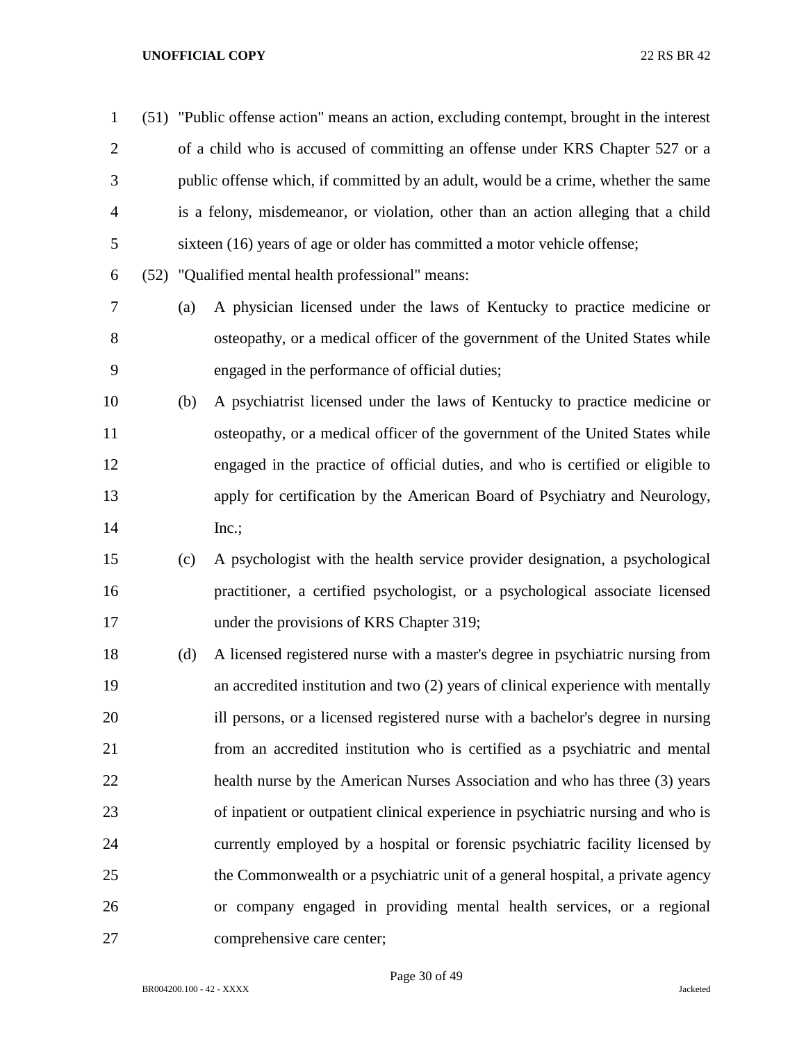(51) "Public offense action" means an action, excluding contempt, brought in the interest of a child who is accused of committing an offense under KRS Chapter 527 or a public offense which, if committed by an adult, would be a crime, whether the same is a felony, misdemeanor, or violation, other than an action alleging that a child sixteen (16) years of age or older has committed a motor vehicle offense;

(52) "Qualified mental health professional" means:

(a) A physician licensed under the laws of Kentucky to practice medicine or osteopathy, or a medical officer of the government of the United States while engaged in the performance of official duties;

(b) A psychiatrist licensed under the laws of Kentucky to practice medicine or osteopathy, or a medical officer of the government of the United States while engaged in the practice of official duties, and who is certified or eligible to apply for certification by the American Board of Psychiatry and Neurology, Inc.;

(c) A psychologist with the health service provider designation, a psychological practitioner, a certified psychologist, or a psychological associate licensed under the provisions of KRS Chapter 319;

(d) A licensed registered nurse with a master's degree in psychiatric nursing from an accredited institution and two (2) years of clinical experience with mentally ill persons, or a licensed registered nurse with a bachelor's degree in nursing from an accredited institution who is certified as a psychiatric and mental health nurse by the American Nurses Association and who has three (3) years of inpatient or outpatient clinical experience in psychiatric nursing and who is currently employed by a hospital or forensic psychiatric facility licensed by the Commonwealth or a psychiatric unit of a general hospital, a private agency or company engaged in providing mental health services, or a regional comprehensive care center;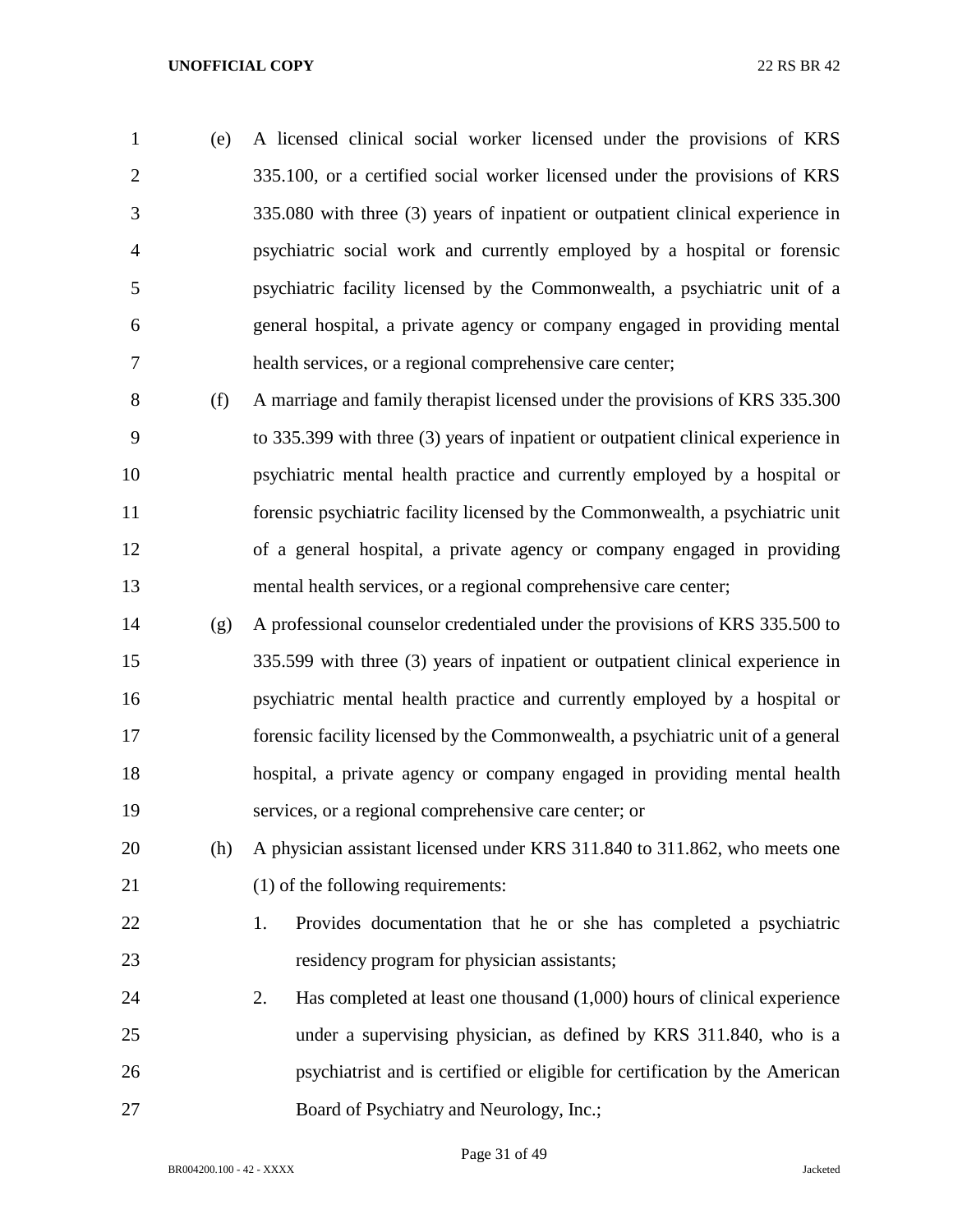(e) A licensed clinical social worker licensed under the provisions of KRS 335.100, or a certified social worker licensed under the provisions of KRS 335.080 with three (3) years of inpatient or outpatient clinical experience in psychiatric social work and currently employed by a hospital or forensic psychiatric facility licensed by the Commonwealth, a psychiatric unit of a general hospital, a private agency or company engaged in providing mental health services, or a regional comprehensive care center;

(f) A marriage and family therapist licensed under the provisions of KRS 335.300 to 335.399 with three (3) years of inpatient or outpatient clinical experience in psychiatric mental health practice and currently employed by a hospital or forensic psychiatric facility licensed by the Commonwealth, a psychiatric unit of a general hospital, a private agency or company engaged in providing mental health services, or a regional comprehensive care center;

(g) A professional counselor credentialed under the provisions of KRS 335.500 to 335.599 with three (3) years of inpatient or outpatient clinical experience in psychiatric mental health practice and currently employed by a hospital or forensic facility licensed by the Commonwealth, a psychiatric unit of a general hospital, a private agency or company engaged in providing mental health services, or a regional comprehensive care center; or

(h) A physician assistant licensed under KRS 311.840 to 311.862, who meets one (1) of the following requirements:

1. Provides documentation that he or she has completed a psychiatric residency program for physician assistants;

2. Has completed at least one thousand (1,000) hours of clinical experience under a supervising physician, as defined by KRS 311.840, who is a psychiatrist and is certified or eligible for certification by the American Board of Psychiatry and Neurology, Inc.;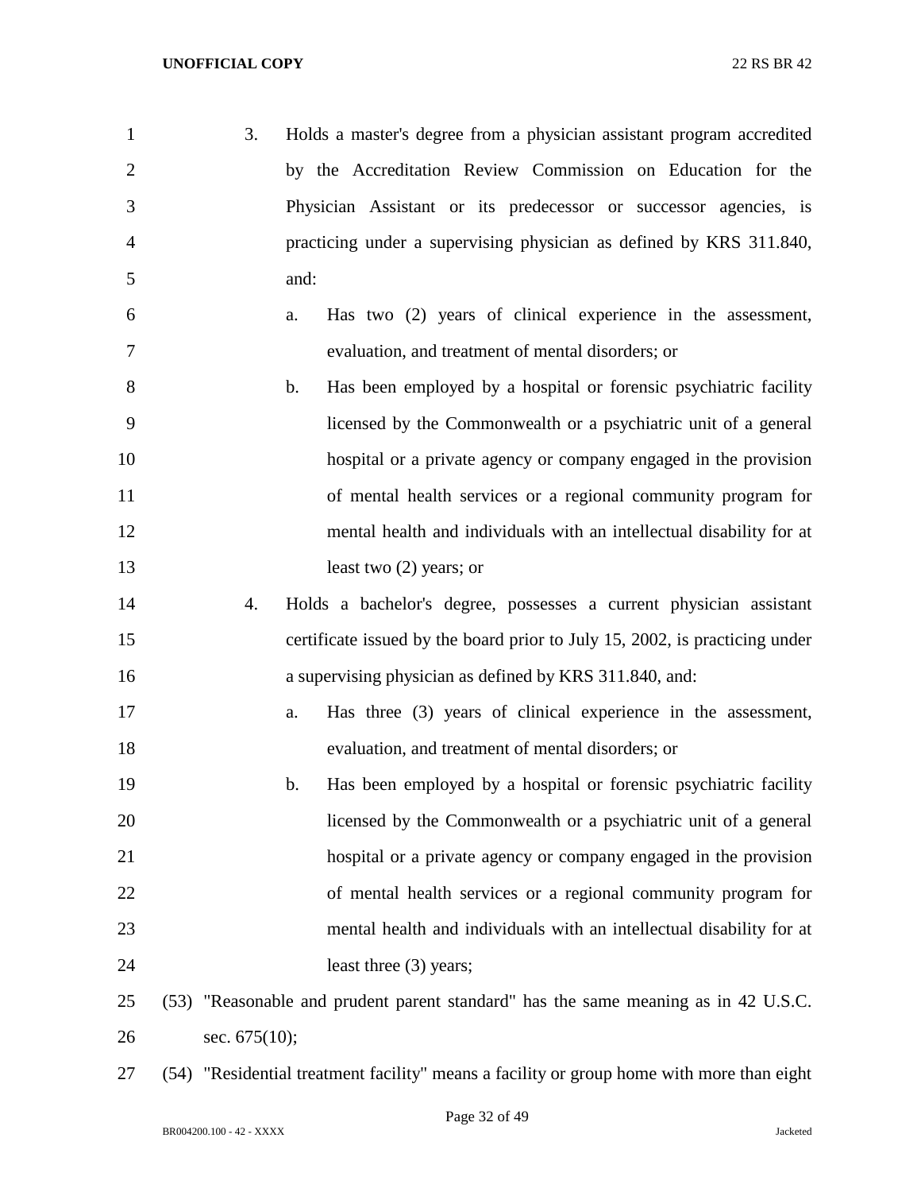3. Holds a master's degree from a physician assistant program accredited by the Accreditation Review Commission on Education for the Physician Assistant or its predecessor or successor agencies, is practicing under a supervising physician as defined by KRS 311.840, and:

   a. Has two (2) years of clinical experience in the assessment, evaluation, and treatment of mental disorders; or

   b. Has been employed by a hospital or forensic psychiatric facility licensed by the Commonwealth or a psychiatric unit of a general hospital or a private agency or company engaged in the provision of mental health services or a regional community program for mental health and individuals with an intellectual disability for at least two (2) years; or

4. Holds a bachelor's degree, possesses a current physician assistant certificate issued by the board prior to July 15, 2002, is practicing under a supervising physician as defined by KRS 311.840, and:

   a. Has three (3) years of clinical experience in the assessment, evaluation, and treatment of mental disorders; or

   b. Has been employed by a hospital or forensic psychiatric facility licensed by the Commonwealth or a psychiatric unit of a general hospital or a private agency or company engaged in the provision of mental health services or a regional community program for mental health and individuals with an intellectual disability for at least three (3) years;

(53) "Reasonable and prudent parent standard" has the same meaning as in 42 U.S.C. sec. 675(10);

(54) "Residential treatment facility" means a facility or group home with more than eight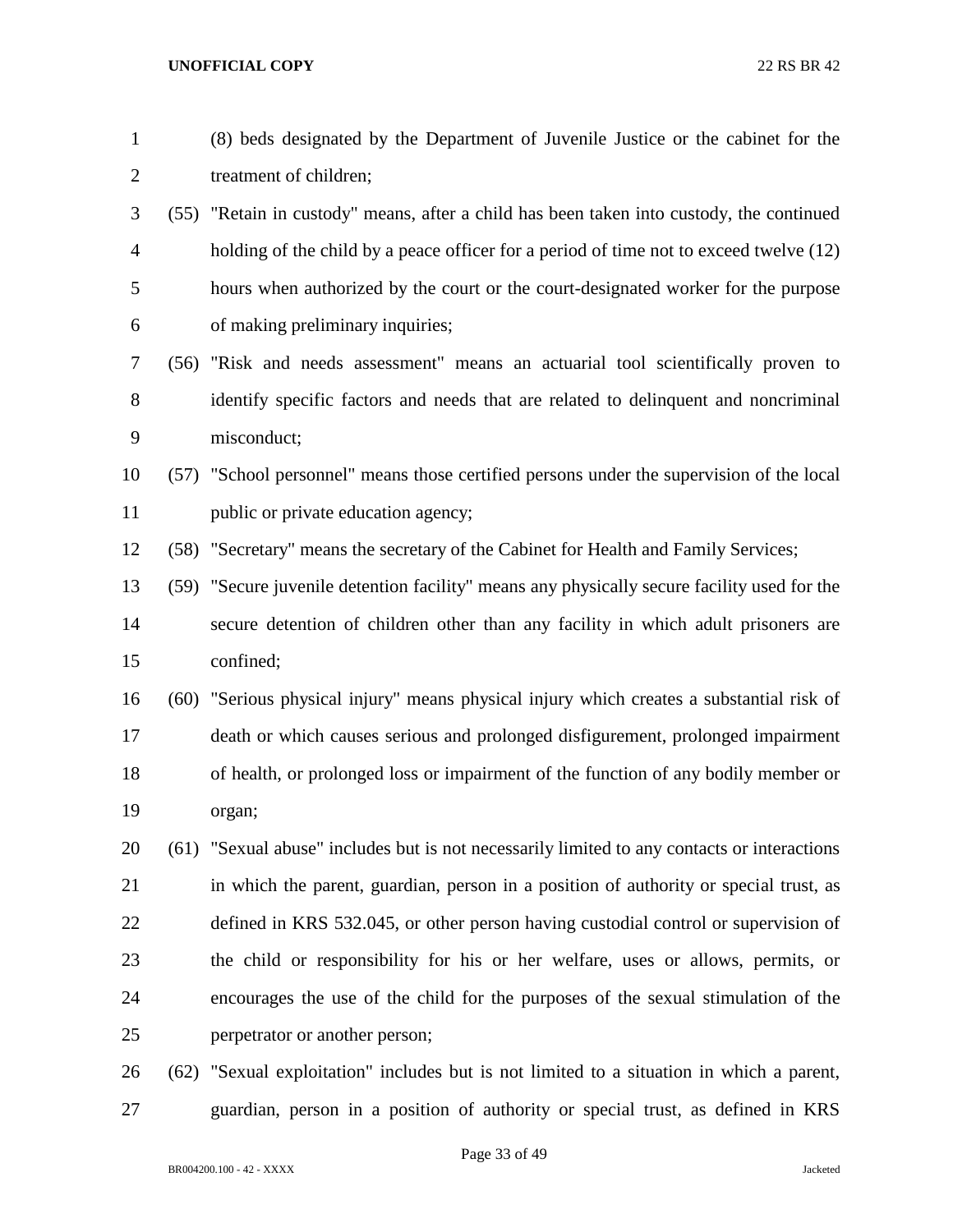(8) beds designated by the Department of Juvenile Justice or the cabinet for the treatment of children;

(55) "Retain in custody" means, after a child has been taken into custody, the continued holding of the child by a peace officer for a period of time not to exceed twelve (12) hours when authorized by the court or the court-designated worker for the purpose of making preliminary inquiries;

(56) "Risk and needs assessment" means an actuarial tool scientifically proven to identify specific factors and needs that are related to delinquent and noncriminal misconduct;

(57) "School personnel" means those certified persons under the supervision of the local public or private education agency;

(58) "Secretary" means the secretary of the Cabinet for Health and Family Services;

(59) "Secure juvenile detention facility" means any physically secure facility used for the secure detention of children other than any facility in which adult prisoners are confined;

(60) "Serious physical injury" means physical injury which creates a substantial risk of death or which causes serious and prolonged disfigurement, prolonged impairment of health, or prolonged loss or impairment of the function of any bodily member or organ;

(61) "Sexual abuse" includes but is not necessarily limited to any contacts or interactions in which the parent, guardian, person in a position of authority or special trust, as defined in KRS 532.045, or other person having custodial control or supervision of the child or responsibility for his or her welfare, uses or allows, permits, or encourages the use of the child for the purposes of the sexual stimulation of the perpetrator or another person;

(62) "Sexual exploitation" includes but is not limited to a situation in which a parent, guardian, person in a position of authority or special trust, as defined in KRS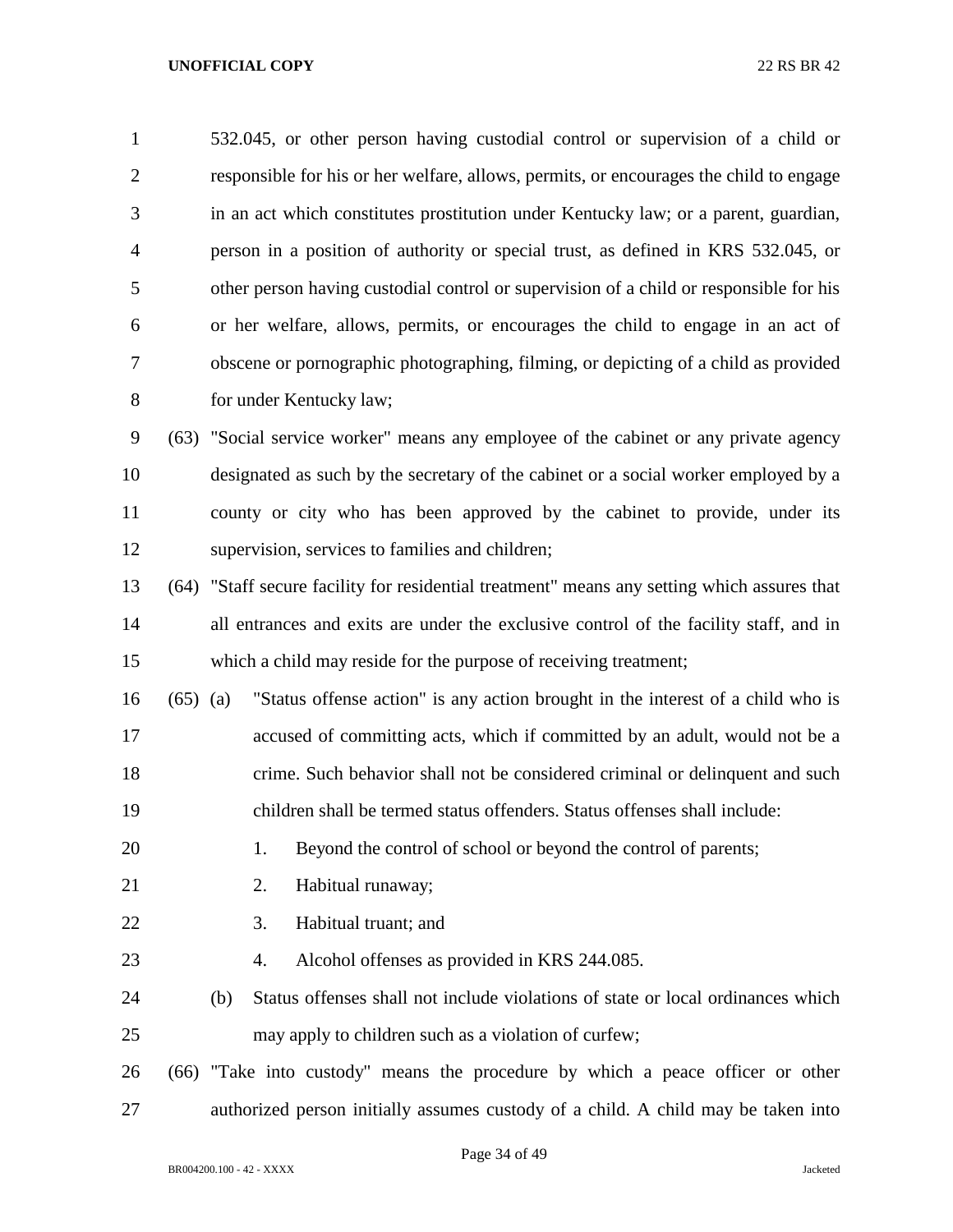532.045, or other person having custodial control or supervision of a child or responsible for his or her welfare, allows, permits, or encourages the child to engage in an act which constitutes prostitution under Kentucky law; or a parent, guardian, person in a position of authority or special trust, as defined in KRS 532.045, or other person having custodial control or supervision of a child or responsible for his or her welfare, allows, permits, or encourages the child to engage in an act of obscene or pornographic photographing, filming, or depicting of a child as provided for under Kentucky law;

(63) "Social service worker" means any employee of the cabinet or any private agency designated as such by the secretary of the cabinet or a social worker employed by a county or city who has been approved by the cabinet to provide, under its supervision, services to families and children;

(64) "Staff secure facility for residential treatment" means any setting which assures that all entrances and exits are under the exclusive control of the facility staff, and in which a child may reside for the purpose of receiving treatment;

(65) (a) "Status offense action" is any action brought in the interest of a child who is accused of committing acts, which if committed by an adult, would not be a crime. Such behavior shall not be considered criminal or delinquent and such children shall be termed status offenders. Status offenses shall include:

1. Beyond the control of school or beyond the control of parents;
2. Habitual runaway;
3. Habitual truant; and
4. Alcohol offenses as provided in KRS 244.085.

(b) Status offenses shall not include violations of state or local ordinances which may apply to children such as a violation of curfew;

(66) "Take into custody" means the procedure by which a peace officer or other authorized person initially assumes custody of a child. A child may be taken into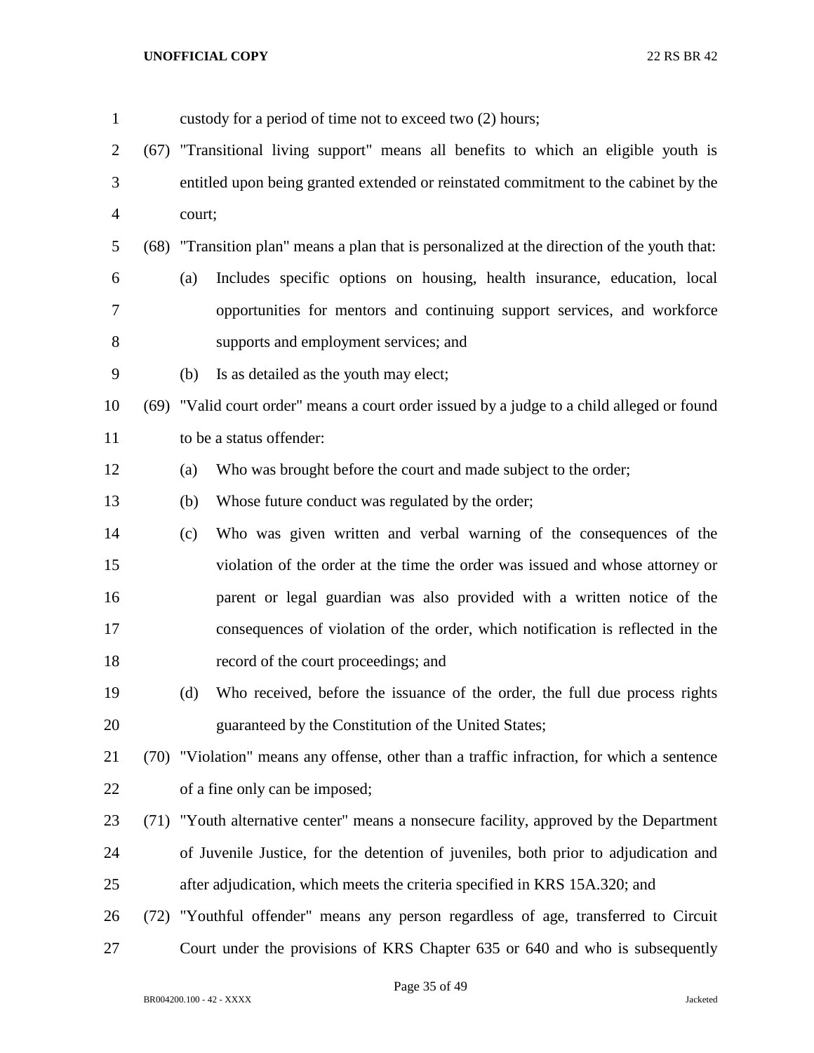custody for a period of time not to exceed two (2) hours;

(67) "Transitional living support" means all benefits to which an eligible youth is entitled upon being granted extended or reinstated commitment to the cabinet by the court;

(68) "Transition plan" means a plan that is personalized at the direction of the youth that:

(a) Includes specific options on housing, health insurance, education, local opportunities for mentors and continuing support services, and workforce supports and employment services; and

(b) Is as detailed as the youth may elect;

(69) "Valid court order" means a court order issued by a judge to a child alleged or found to be a status offender:

(a) Who was brought before the court and made subject to the order;

(b) Whose future conduct was regulated by the order;

(c) Who was given written and verbal warning of the consequences of the violation of the order at the time the order was issued and whose attorney or parent or legal guardian was also provided with a written notice of the consequences of violation of the order, which notification is reflected in the record of the court proceedings; and

(d) Who received, before the issuance of the order, the full due process rights guaranteed by the Constitution of the United States;

(70) "Violation" means any offense, other than a traffic infraction, for which a sentence of a fine only can be imposed;

(71) "Youth alternative center" means a nonsecure facility, approved by the Department of Juvenile Justice, for the detention of juveniles, both prior to adjudication and after adjudication, which meets the criteria specified in KRS 15A.320; and

(72) "Youthful offender" means any person regardless of age, transferred to Circuit Court under the provisions of KRS Chapter 635 or 640 and who is subsequently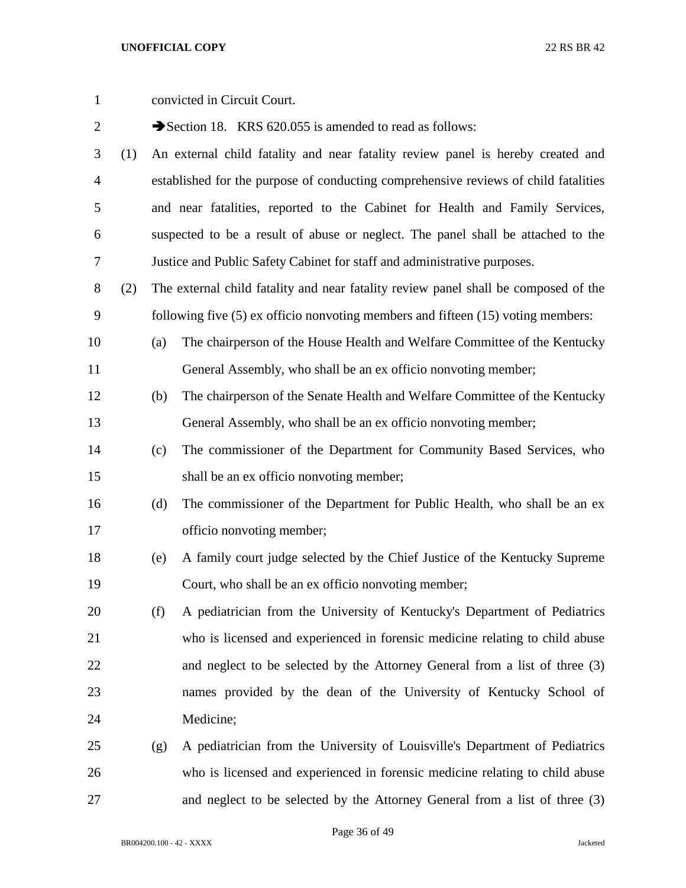convicted in Circuit Court.

➔Section 18. KRS 620.055 is amended to read as follows:

(1) An external child fatality and near fatality review panel is hereby created and established for the purpose of conducting comprehensive reviews of child fatalities and near fatalities, reported to the Cabinet for Health and Family Services, suspected to be a result of abuse or neglect. The panel shall be attached to the Justice and Public Safety Cabinet for staff and administrative purposes.

(2) The external child fatality and near fatality review panel shall be composed of the following five (5) ex officio nonvoting members and fifteen (15) voting members:

(a) The chairperson of the House Health and Welfare Committee of the Kentucky General Assembly, who shall be an ex officio nonvoting member;

(b) The chairperson of the Senate Health and Welfare Committee of the Kentucky General Assembly, who shall be an ex officio nonvoting member;

(c) The commissioner of the Department for Community Based Services, who shall be an ex officio nonvoting member;

(d) The commissioner of the Department for Public Health, who shall be an ex officio nonvoting member;

(e) A family court judge selected by the Chief Justice of the Kentucky Supreme Court, who shall be an ex officio nonvoting member;

(f) A pediatrician from the University of Kentucky's Department of Pediatrics who is licensed and experienced in forensic medicine relating to child abuse and neglect to be selected by the Attorney General from a list of three (3) names provided by the dean of the University of Kentucky School of Medicine;

(g) A pediatrician from the University of Louisville's Department of Pediatrics who is licensed and experienced in forensic medicine relating to child abuse and neglect to be selected by the Attorney General from a list of three (3)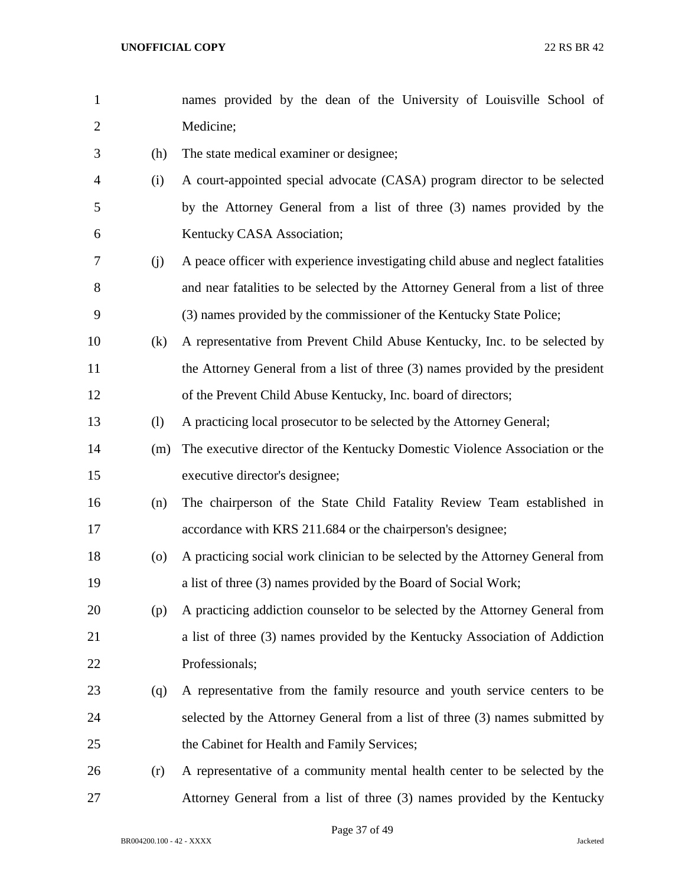names provided by the dean of the University of Louisville School of Medicine;

(h) The state medical examiner or designee;

(i) A court-appointed special advocate (CASA) program director to be selected by the Attorney General from a list of three (3) names provided by the Kentucky CASA Association;

(j) A peace officer with experience investigating child abuse and neglect fatalities and near fatalities to be selected by the Attorney General from a list of three (3) names provided by the commissioner of the Kentucky State Police;

(k) A representative from Prevent Child Abuse Kentucky, Inc. to be selected by the Attorney General from a list of three (3) names provided by the president of the Prevent Child Abuse Kentucky, Inc. board of directors;

(l) A practicing local prosecutor to be selected by the Attorney General;

(m) The executive director of the Kentucky Domestic Violence Association or the executive director's designee;

(n) The chairperson of the State Child Fatality Review Team established in accordance with KRS 211.684 or the chairperson's designee;

(o) A practicing social work clinician to be selected by the Attorney General from a list of three (3) names provided by the Board of Social Work;

(p) A practicing addiction counselor to be selected by the Attorney General from a list of three (3) names provided by the Kentucky Association of Addiction Professionals;

(q) A representative from the family resource and youth service centers to be selected by the Attorney General from a list of three (3) names submitted by the Cabinet for Health and Family Services;

(r) A representative of a community mental health center to be selected by the Attorney General from a list of three (3) names provided by the Kentucky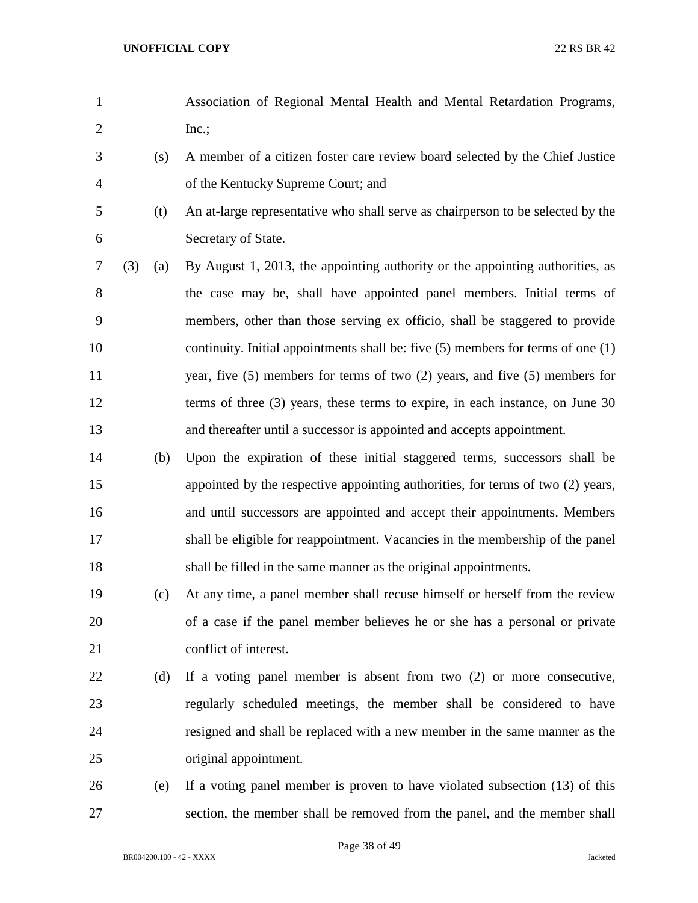Association of Regional Mental Health and Mental Retardation Programs, Inc.;

(s) A member of a citizen foster care review board selected by the Chief Justice of the Kentucky Supreme Court; and

(t) An at-large representative who shall serve as chairperson to be selected by the Secretary of State.

(3) (a) By August 1, 2013, the appointing authority or the appointing authorities, as the case may be, shall have appointed panel members. Initial terms of members, other than those serving ex officio, shall be staggered to provide continuity. Initial appointments shall be: five (5) members for terms of one (1) year, five (5) members for terms of two (2) years, and five (5) members for terms of three (3) years, these terms to expire, in each instance, on June 30 and thereafter until a successor is appointed and accepts appointment.

(b) Upon the expiration of these initial staggered terms, successors shall be appointed by the respective appointing authorities, for terms of two (2) years, and until successors are appointed and accept their appointments. Members shall be eligible for reappointment. Vacancies in the membership of the panel shall be filled in the same manner as the original appointments.

(c) At any time, a panel member shall recuse himself or herself from the review of a case if the panel member believes he or she has a personal or private conflict of interest.

(d) If a voting panel member is absent from two (2) or more consecutive, regularly scheduled meetings, the member shall be considered to have resigned and shall be replaced with a new member in the same manner as the original appointment.

(e) If a voting panel member is proven to have violated subsection (13) of this section, the member shall be removed from the panel, and the member shall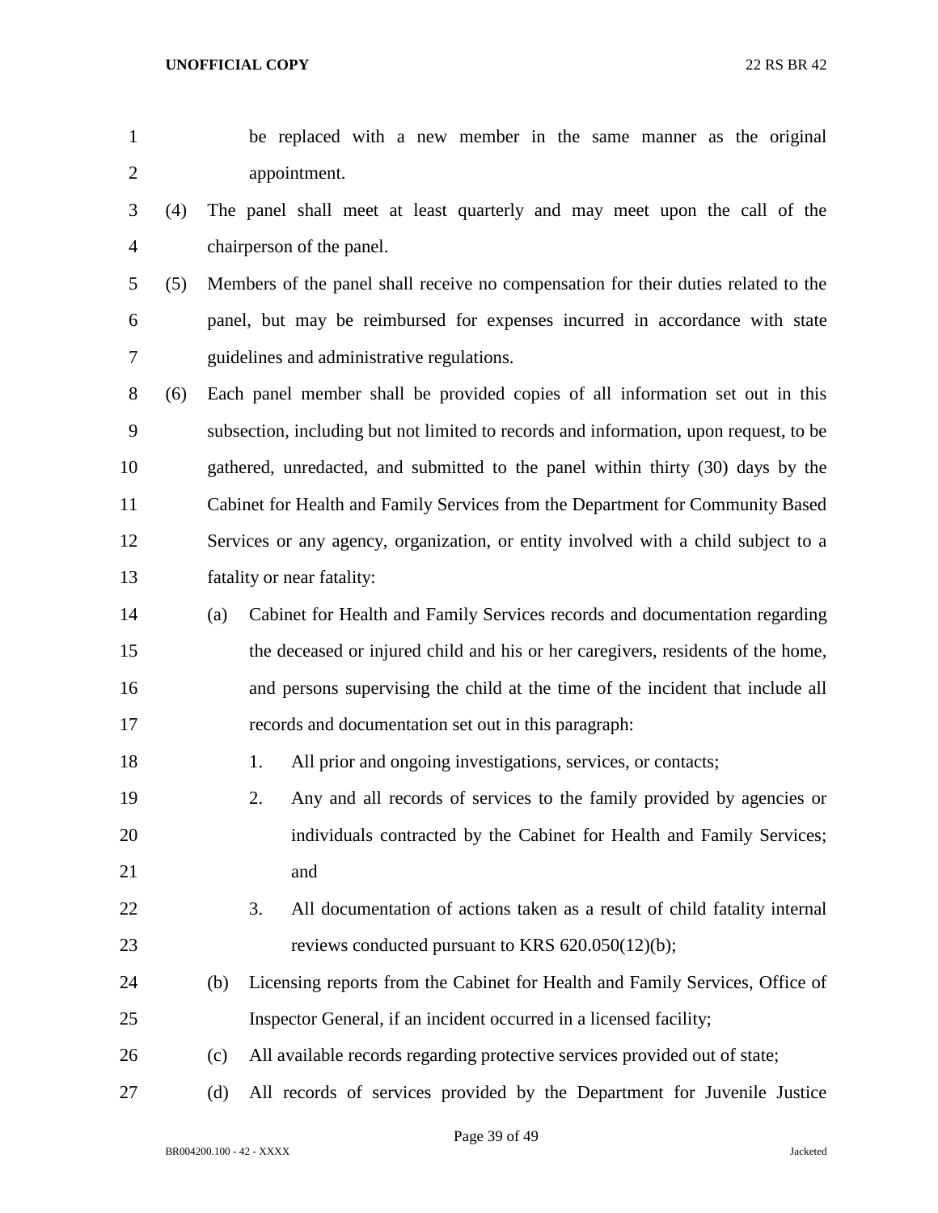be replaced with a new member in the same manner as the original appointment.

(4) The panel shall meet at least quarterly and may meet upon the call of the chairperson of the panel.

(5) Members of the panel shall receive no compensation for their duties related to the panel, but may be reimbursed for expenses incurred in accordance with state guidelines and administrative regulations.

(6) Each panel member shall be provided copies of all information set out in this subsection, including but not limited to records and information, upon request, to be gathered, unredacted, and submitted to the panel within thirty (30) days by the Cabinet for Health and Family Services from the Department for Community Based Services or any agency, organization, or entity involved with a child subject to a fatality or near fatality:

(a) Cabinet for Health and Family Services records and documentation regarding the deceased or injured child and his or her caregivers, residents of the home, and persons supervising the child at the time of the incident that include all records and documentation set out in this paragraph:

1. All prior and ongoing investigations, services, or contacts;

2. Any and all records of services to the family provided by agencies or individuals contracted by the Cabinet for Health and Family Services; and

3. All documentation of actions taken as a result of child fatality internal reviews conducted pursuant to KRS 620.050(12)(b);

(b) Licensing reports from the Cabinet for Health and Family Services, Office of Inspector General, if an incident occurred in a licensed facility;

(c) All available records regarding protective services provided out of state;

(d) All records of services provided by the Department for Juvenile Justice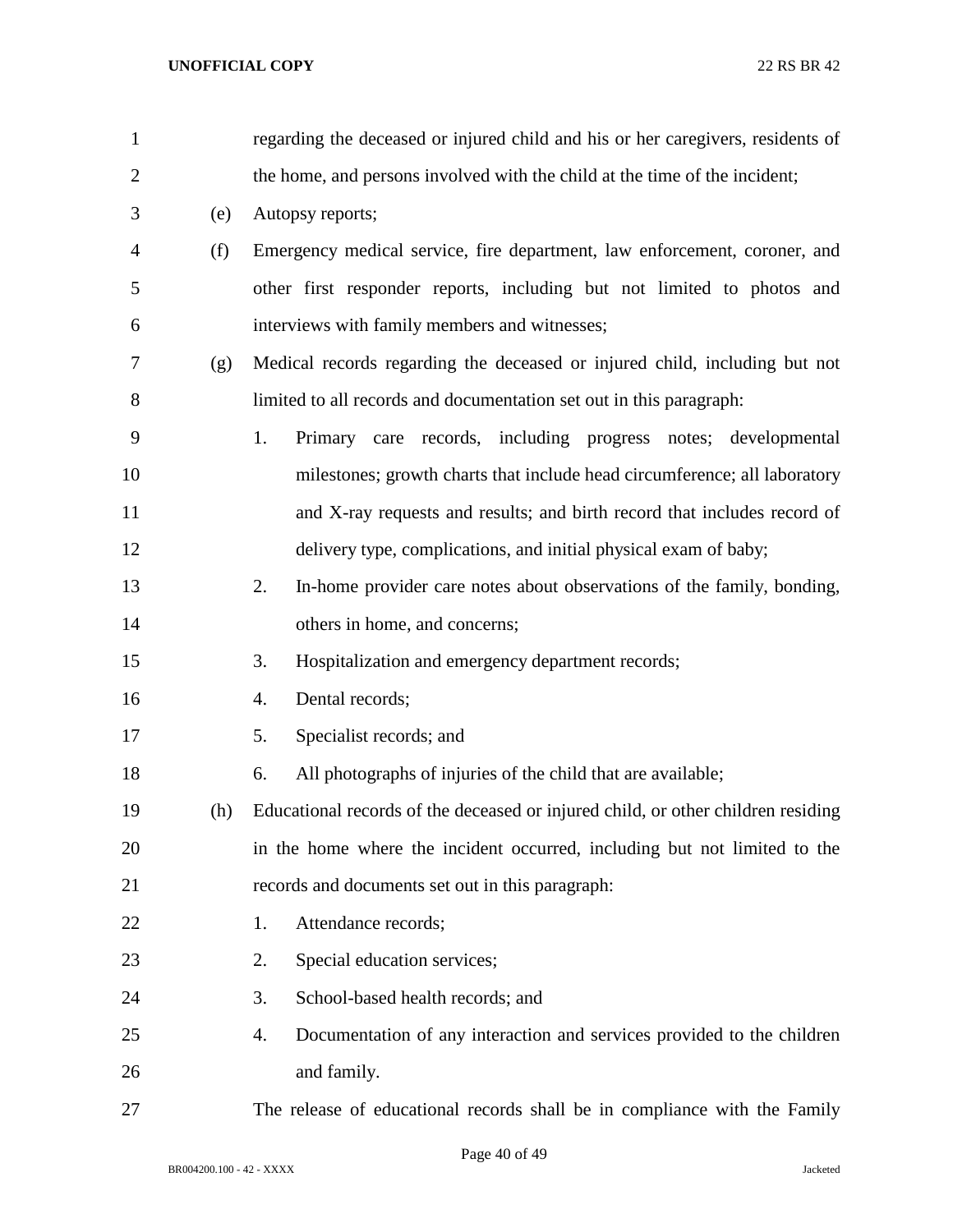regarding the deceased or injured child and his or her caregivers, residents of the home, and persons involved with the child at the time of the incident;

(e) Autopsy reports;

(f) Emergency medical service, fire department, law enforcement, coroner, and other first responder reports, including but not limited to photos and interviews with family members and witnesses;

(g) Medical records regarding the deceased or injured child, including but not limited to all records and documentation set out in this paragraph:

1. Primary care records, including progress notes; developmental milestones; growth charts that include head circumference; all laboratory and X-ray requests and results; and birth record that includes record of delivery type, complications, and initial physical exam of baby;
2. In-home provider care notes about observations of the family, bonding, others in home, and concerns;
3. Hospitalization and emergency department records;
4. Dental records;
5. Specialist records; and
6. All photographs of injuries of the child that are available;

(h) Educational records of the deceased or injured child, or other children residing in the home where the incident occurred, including but not limited to the records and documents set out in this paragraph:

1. Attendance records;
2. Special education services;
3. School-based health records; and
4. Documentation of any interaction and services provided to the children and family.

The release of educational records shall be in compliance with the Family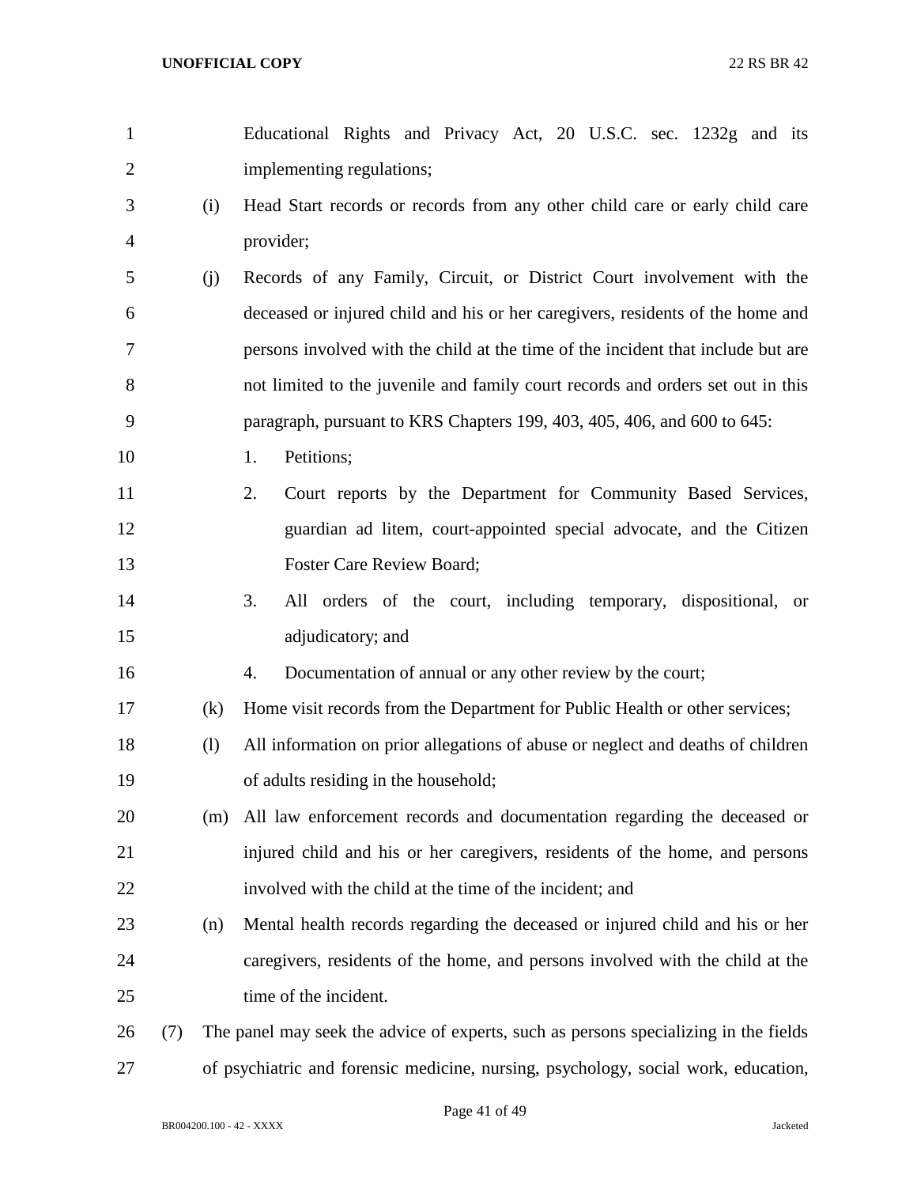Educational Rights and Privacy Act, 20 U.S.C. sec. 1232g and its implementing regulations;

(i) Head Start records or records from any other child care or early child care provider;

(j) Records of any Family, Circuit, or District Court involvement with the deceased or injured child and his or her caregivers, residents of the home and persons involved with the child at the time of the incident that include but are not limited to the juvenile and family court records and orders set out in this paragraph, pursuant to KRS Chapters 199, 403, 405, 406, and 600 to 645:

1. Petitions;
2. Court reports by the Department for Community Based Services, guardian ad litem, court-appointed special advocate, and the Citizen Foster Care Review Board;
3. All orders of the court, including temporary, dispositional, or adjudicatory; and
4. Documentation of annual or any other review by the court;

(k) Home visit records from the Department for Public Health or other services;

(l) All information on prior allegations of abuse or neglect and deaths of children of adults residing in the household;

(m) All law enforcement records and documentation regarding the deceased or injured child and his or her caregivers, residents of the home, and persons involved with the child at the time of the incident; and

(n) Mental health records regarding the deceased or injured child and his or her caregivers, residents of the home, and persons involved with the child at the time of the incident.

(7) The panel may seek the advice of experts, such as persons specializing in the fields of psychiatric and forensic medicine, nursing, psychology, social work, education,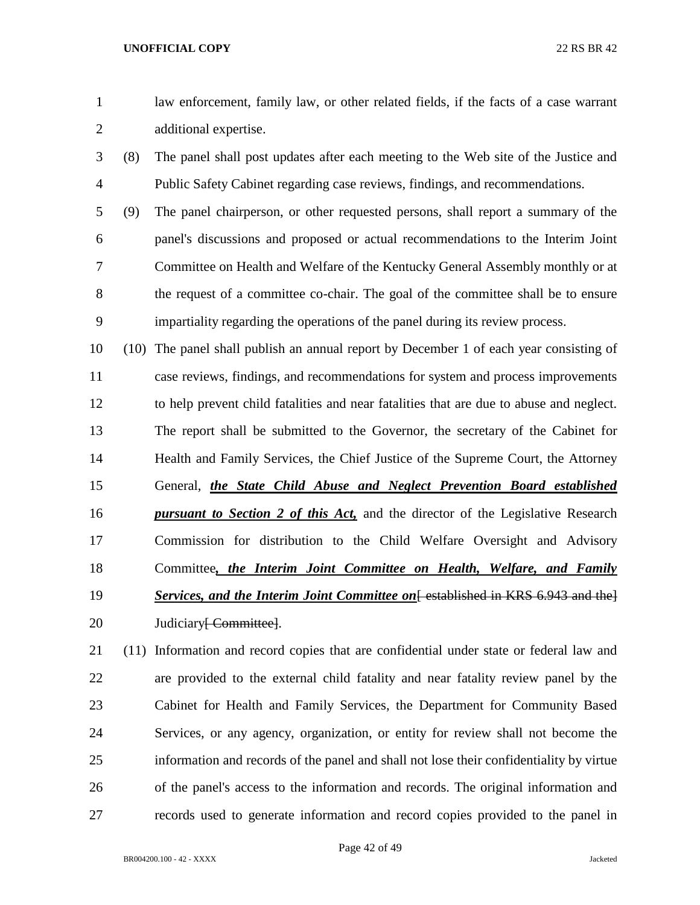law enforcement, family law, or other related fields, if the facts of a case warrant additional expertise.

(8) The panel shall post updates after each meeting to the Web site of the Justice and Public Safety Cabinet regarding case reviews, findings, and recommendations.

(9) The panel chairperson, or other requested persons, shall report a summary of the panel's discussions and proposed or actual recommendations to the Interim Joint Committee on Health and Welfare of the Kentucky General Assembly monthly or at the request of a committee co-chair. The goal of the committee shall be to ensure impartiality regarding the operations of the panel during its review process.

(10) The panel shall publish an annual report by December 1 of each year consisting of case reviews, findings, and recommendations for system and process improvements to help prevent child fatalities and near fatalities that are due to abuse and neglect. The report shall be submitted to the Governor, the secretary of the Cabinet for Health and Family Services, the Chief Justice of the Supreme Court, the Attorney General, ***the State Child Abuse and Neglect Prevention Board established pursuant to Section 2 of this Act,*** and the director of the Legislative Research Commission for distribution to the Child Welfare Oversight and Advisory Committee***, the Interim Joint Committee on Health, Welfare, and Family Services, and the Interim Joint Committee on***~~[ established in KRS 6.943 and the]~~ Judiciary~~[ Committee]~~.

(11) Information and record copies that are confidential under state or federal law and are provided to the external child fatality and near fatality review panel by the Cabinet for Health and Family Services, the Department for Community Based Services, or any agency, organization, or entity for review shall not become the information and records of the panel and shall not lose their confidentiality by virtue of the panel's access to the information and records. The original information and records used to generate information and record copies provided to the panel in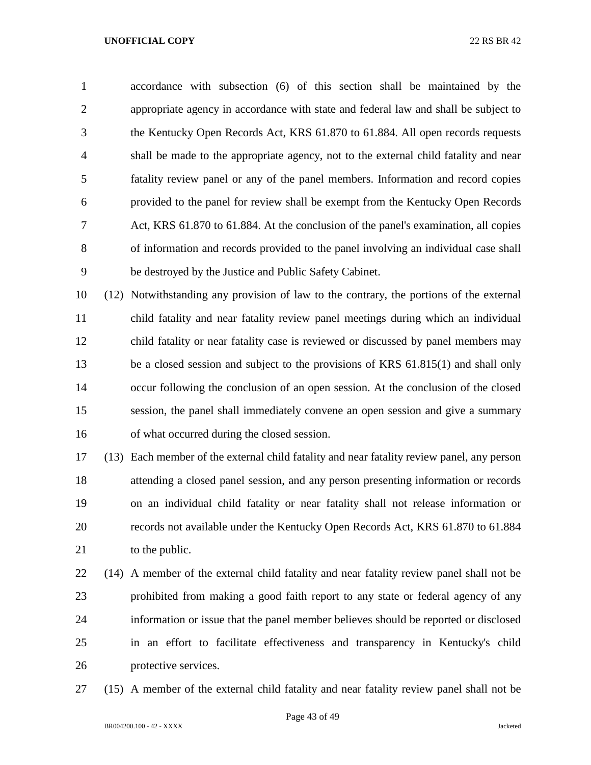accordance with subsection (6) of this section shall be maintained by the appropriate agency in accordance with state and federal law and shall be subject to the Kentucky Open Records Act, KRS 61.870 to 61.884. All open records requests shall be made to the appropriate agency, not to the external child fatality and near fatality review panel or any of the panel members. Information and record copies provided to the panel for review shall be exempt from the Kentucky Open Records Act, KRS 61.870 to 61.884. At the conclusion of the panel's examination, all copies of information and records provided to the panel involving an individual case shall be destroyed by the Justice and Public Safety Cabinet.

(12) Notwithstanding any provision of law to the contrary, the portions of the external child fatality and near fatality review panel meetings during which an individual child fatality or near fatality case is reviewed or discussed by panel members may be a closed session and subject to the provisions of KRS 61.815(1) and shall only occur following the conclusion of an open session. At the conclusion of the closed session, the panel shall immediately convene an open session and give a summary of what occurred during the closed session.

(13) Each member of the external child fatality and near fatality review panel, any person attending a closed panel session, and any person presenting information or records on an individual child fatality or near fatality shall not release information or records not available under the Kentucky Open Records Act, KRS 61.870 to 61.884 to the public.

(14) A member of the external child fatality and near fatality review panel shall not be prohibited from making a good faith report to any state or federal agency of any information or issue that the panel member believes should be reported or disclosed in an effort to facilitate effectiveness and transparency in Kentucky's child protective services.

(15) A member of the external child fatality and near fatality review panel shall not be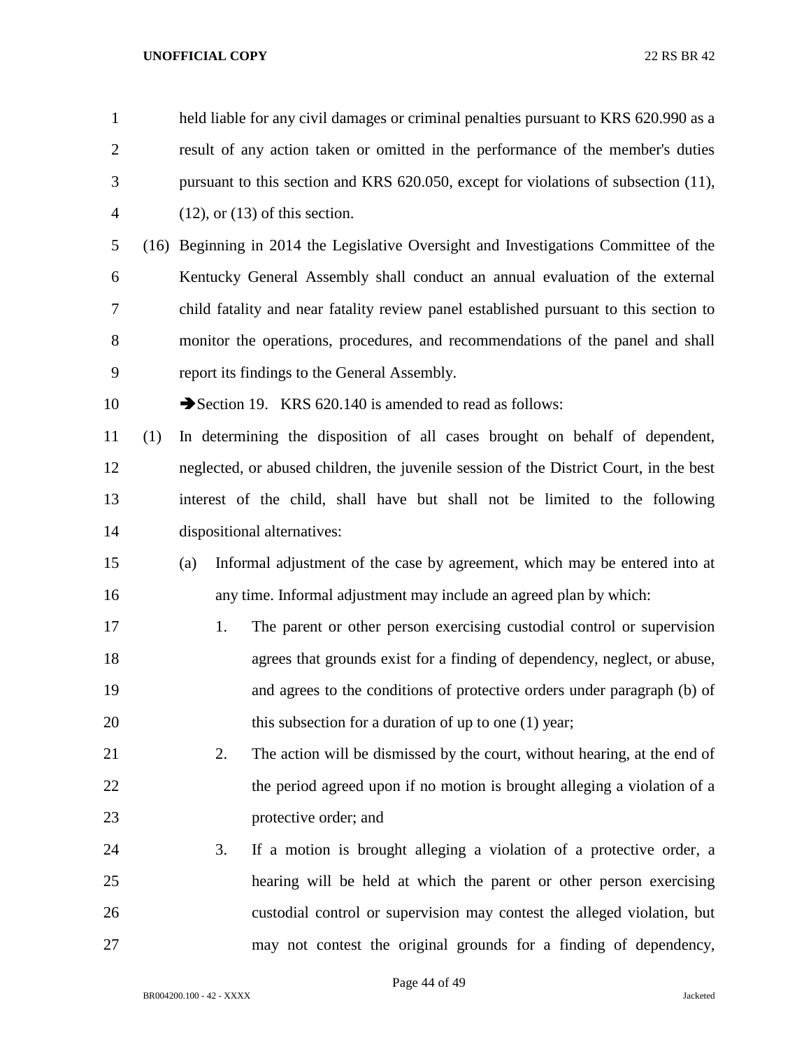held liable for any civil damages or criminal penalties pursuant to KRS 620.990 as a result of any action taken or omitted in the performance of the member's duties pursuant to this section and KRS 620.050, except for violations of subsection (11), (12), or (13) of this section.

(16) Beginning in 2014 the Legislative Oversight and Investigations Committee of the Kentucky General Assembly shall conduct an annual evaluation of the external child fatality and near fatality review panel established pursuant to this section to monitor the operations, procedures, and recommendations of the panel and shall report its findings to the General Assembly.

➔Section 19. KRS 620.140 is amended to read as follows:

(1) In determining the disposition of all cases brought on behalf of dependent, neglected, or abused children, the juvenile session of the District Court, in the best interest of the child, shall have but shall not be limited to the following dispositional alternatives:

(a) Informal adjustment of the case by agreement, which may be entered into at any time. Informal adjustment may include an agreed plan by which:

1. The parent or other person exercising custodial control or supervision agrees that grounds exist for a finding of dependency, neglect, or abuse, and agrees to the conditions of protective orders under paragraph (b) of this subsection for a duration of up to one (1) year;

2. The action will be dismissed by the court, without hearing, at the end of the period agreed upon if no motion is brought alleging a violation of a protective order; and

3. If a motion is brought alleging a violation of a protective order, a hearing will be held at which the parent or other person exercising custodial control or supervision may contest the alleged violation, but may not contest the original grounds for a finding of dependency,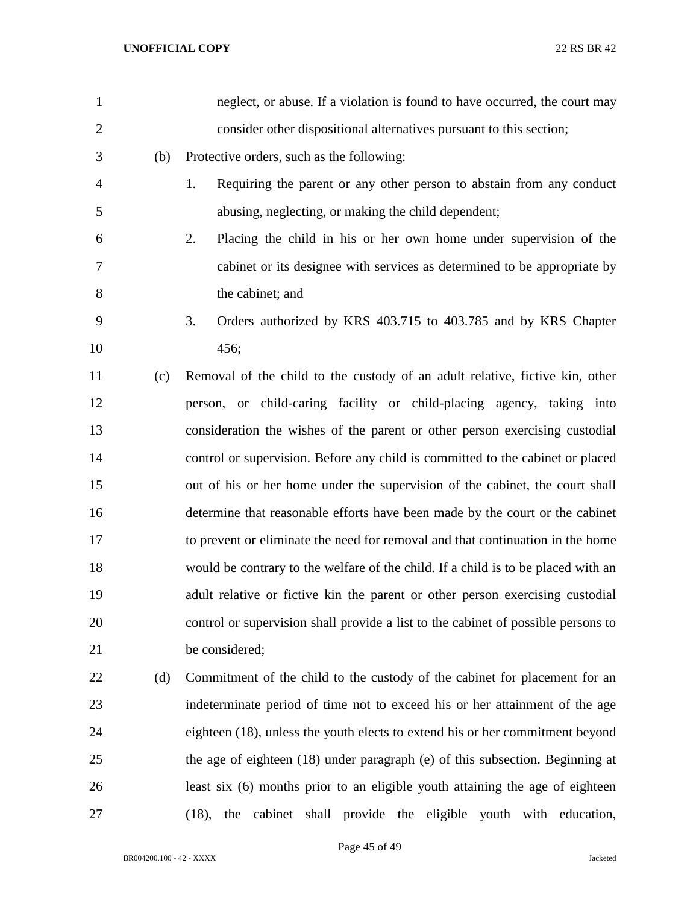neglect, or abuse. If a violation is found to have occurred, the court may consider other dispositional alternatives pursuant to this section;

(b) Protective orders, such as the following:

1. Requiring the parent or any other person to abstain from any conduct abusing, neglecting, or making the child dependent;
2. Placing the child in his or her own home under supervision of the cabinet or its designee with services as determined to be appropriate by the cabinet; and
3. Orders authorized by KRS 403.715 to 403.785 and by KRS Chapter 456;

(c) Removal of the child to the custody of an adult relative, fictive kin, other person, or child-caring facility or child-placing agency, taking into consideration the wishes of the parent or other person exercising custodial control or supervision. Before any child is committed to the cabinet or placed out of his or her home under the supervision of the cabinet, the court shall determine that reasonable efforts have been made by the court or the cabinet to prevent or eliminate the need for removal and that continuation in the home would be contrary to the welfare of the child. If a child is to be placed with an adult relative or fictive kin the parent or other person exercising custodial control or supervision shall provide a list to the cabinet of possible persons to be considered;

(d) Commitment of the child to the custody of the cabinet for placement for an indeterminate period of time not to exceed his or her attainment of the age eighteen (18), unless the youth elects to extend his or her commitment beyond the age of eighteen (18) under paragraph (e) of this subsection. Beginning at least six (6) months prior to an eligible youth attaining the age of eighteen (18), the cabinet shall provide the eligible youth with education,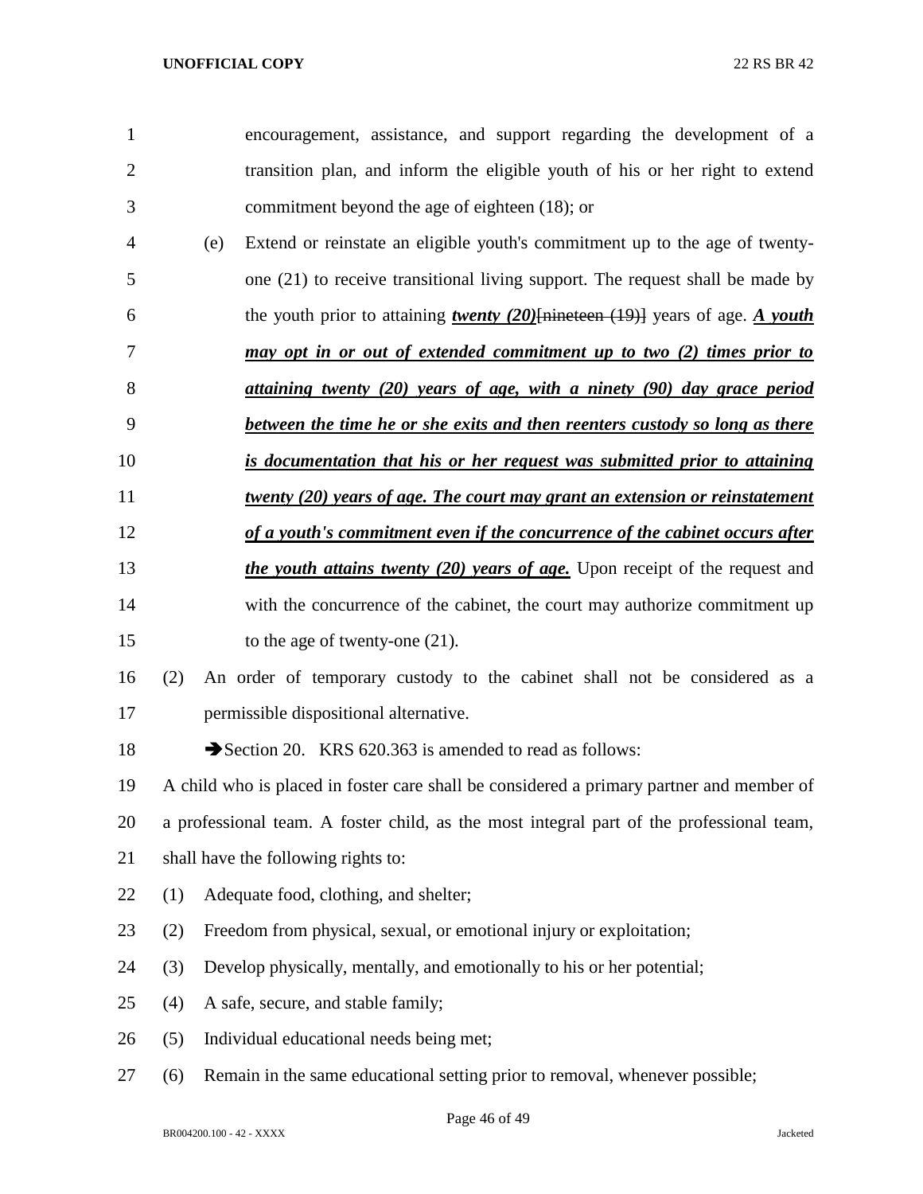encouragement, assistance, and support regarding the development of a transition plan, and inform the eligible youth of his or her right to extend commitment beyond the age of eighteen (18); or

(e) Extend or reinstate an eligible youth's commitment up to the age of twenty-one (21) to receive transitional living support. The request shall be made by the youth prior to attaining ***twenty (20)***~~[nineteen (19)]~~ years of age. ***A youth may opt in or out of extended commitment up to two (2) times prior to attaining twenty (20) years of age, with a ninety (90) day grace period between the time he or she exits and then reenters custody so long as there is documentation that his or her request was submitted prior to attaining twenty (20) years of age. The court may grant an extension or reinstatement of a youth's commitment even if the concurrence of the cabinet occurs after the youth attains twenty (20) years of age.*** Upon receipt of the request and with the concurrence of the cabinet, the court may authorize commitment up to the age of twenty-one (21).

(2) An order of temporary custody to the cabinet shall not be considered as a permissible dispositional alternative.

➔Section 20. KRS 620.363 is amended to read as follows:

A child who is placed in foster care shall be considered a primary partner and member of a professional team. A foster child, as the most integral part of the professional team, shall have the following rights to:

(1) Adequate food, clothing, and shelter;

(2) Freedom from physical, sexual, or emotional injury or exploitation;

(3) Develop physically, mentally, and emotionally to his or her potential;

(4) A safe, secure, and stable family;

(5) Individual educational needs being met;

(6) Remain in the same educational setting prior to removal, whenever possible;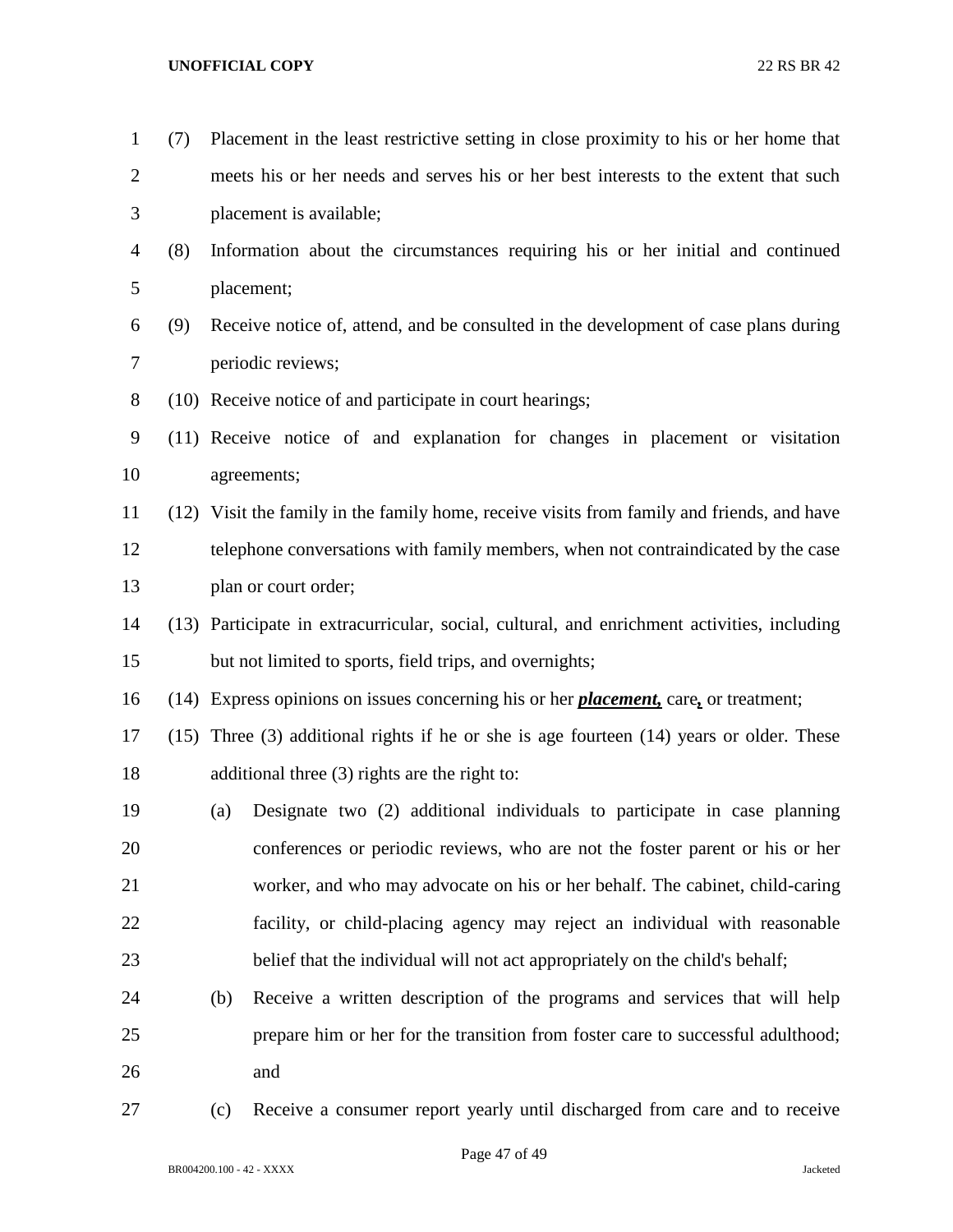(7) Placement in the least restrictive setting in close proximity to his or her home that meets his or her needs and serves his or her best interests to the extent that such placement is available;

(8) Information about the circumstances requiring his or her initial and continued placement;

(9) Receive notice of, attend, and be consulted in the development of case plans during periodic reviews;

(10) Receive notice of and participate in court hearings;

(11) Receive notice of and explanation for changes in placement or visitation agreements;

(12) Visit the family in the family home, receive visits from family and friends, and have telephone conversations with family members, when not contraindicated by the case plan or court order;

(13) Participate in extracurricular, social, cultural, and enrichment activities, including but not limited to sports, field trips, and overnights;

(14) Express opinions on issues concerning his or her ***placement,*** care**,** or treatment;

(15) Three (3) additional rights if he or she is age fourteen (14) years or older. These additional three (3) rights are the right to:

(a) Designate two (2) additional individuals to participate in case planning conferences or periodic reviews, who are not the foster parent or his or her worker, and who may advocate on his or her behalf. The cabinet, child-caring facility, or child-placing agency may reject an individual with reasonable belief that the individual will not act appropriately on the child's behalf;

(b) Receive a written description of the programs and services that will help prepare him or her for the transition from foster care to successful adulthood; and

(c) Receive a consumer report yearly until discharged from care and to receive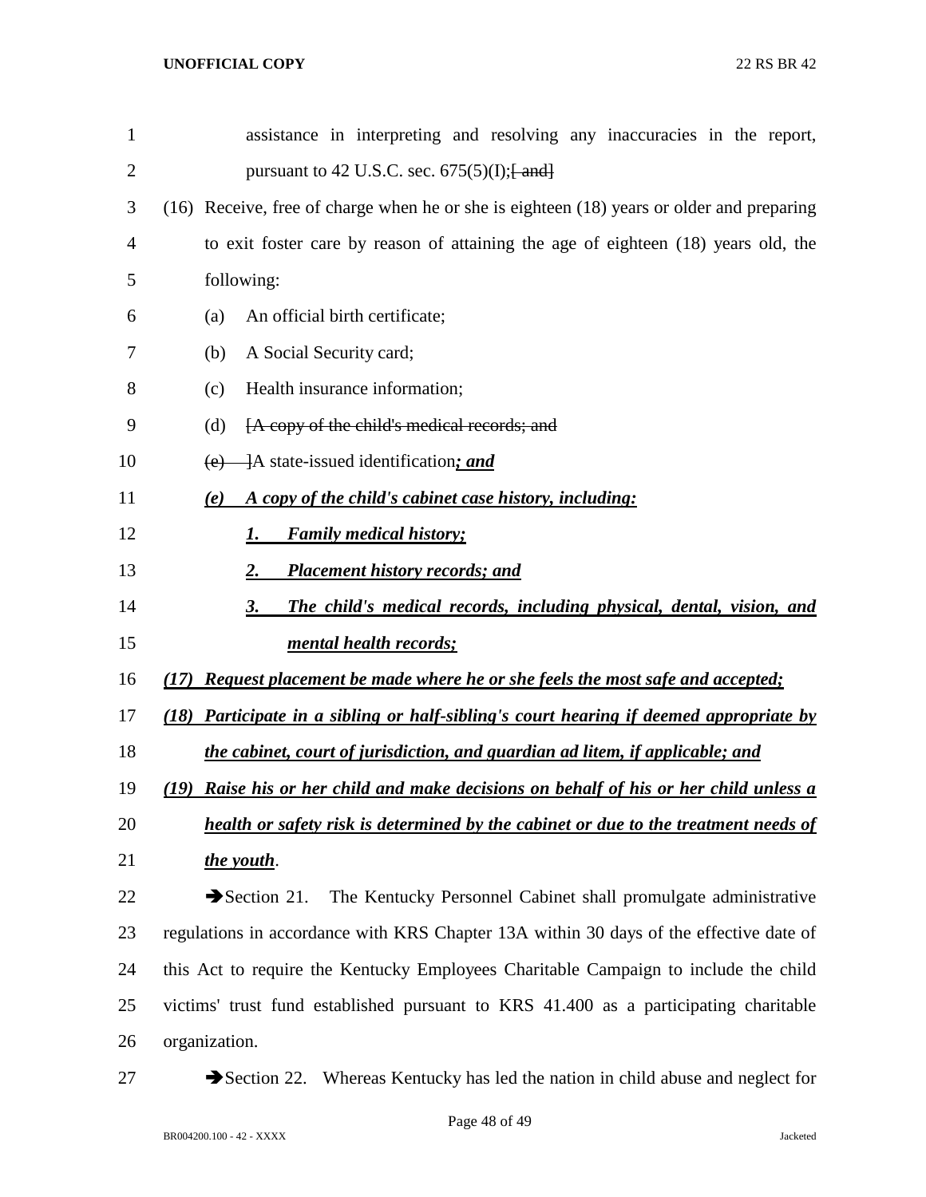assistance in interpreting and resolving any inaccuracies in the report, pursuant to 42 U.S.C. sec. 675(5)(I);[ and]

(16) Receive, free of charge when he or she is eighteen (18) years or older and preparing to exit foster care by reason of attaining the age of eighteen (18) years old, the following:

(a) An official birth certificate;

(b) A Social Security card;

(c) Health insurance information;

(d) [A copy of the child's medical records; and

(e) ]A state-issued identification***; and***

***(e) A copy of the child's cabinet case history, including:***

***1. Family medical history;***

***2. Placement history records; and***

***3. The child's medical records, including physical, dental, vision, and mental health records;***

***(17) Request placement be made where he or she feels the most safe and accepted;***

***(18) Participate in a sibling or half-sibling's court hearing if deemed appropriate by the cabinet, court of jurisdiction, and guardian ad litem, if applicable; and***

***(19) Raise his or her child and make decisions on behalf of his or her child unless a health or safety risk is determined by the cabinet or due to the treatment needs of the youth***.

➔Section 21. The Kentucky Personnel Cabinet shall promulgate administrative regulations in accordance with KRS Chapter 13A within 30 days of the effective date of this Act to require the Kentucky Employees Charitable Campaign to include the child victims' trust fund established pursuant to KRS 41.400 as a participating charitable organization.

➔Section 22. Whereas Kentucky has led the nation in child abuse and neglect for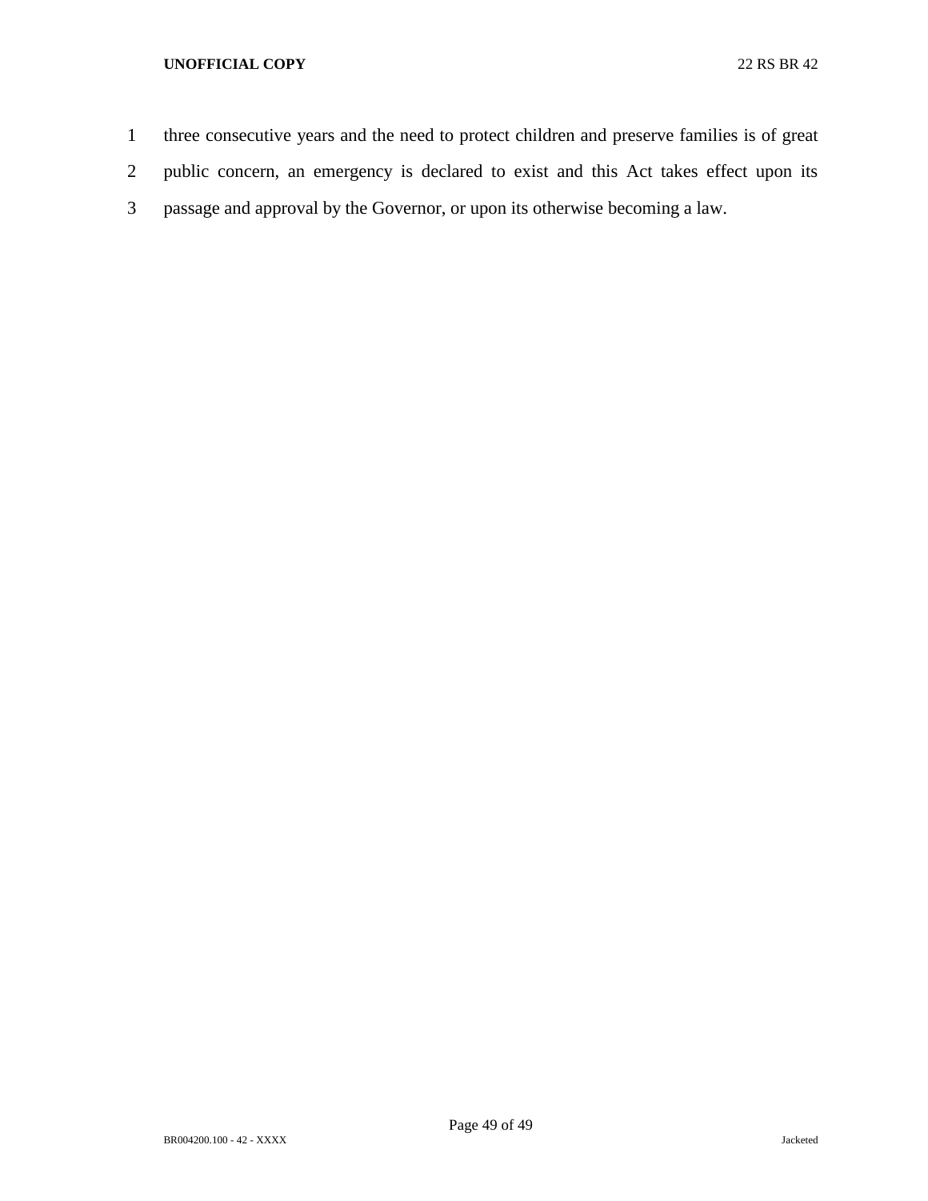three consecutive years and the need to protect children and preserve families is of great public concern, an emergency is declared to exist and this Act takes effect upon its passage and approval by the Governor, or upon its otherwise becoming a law.